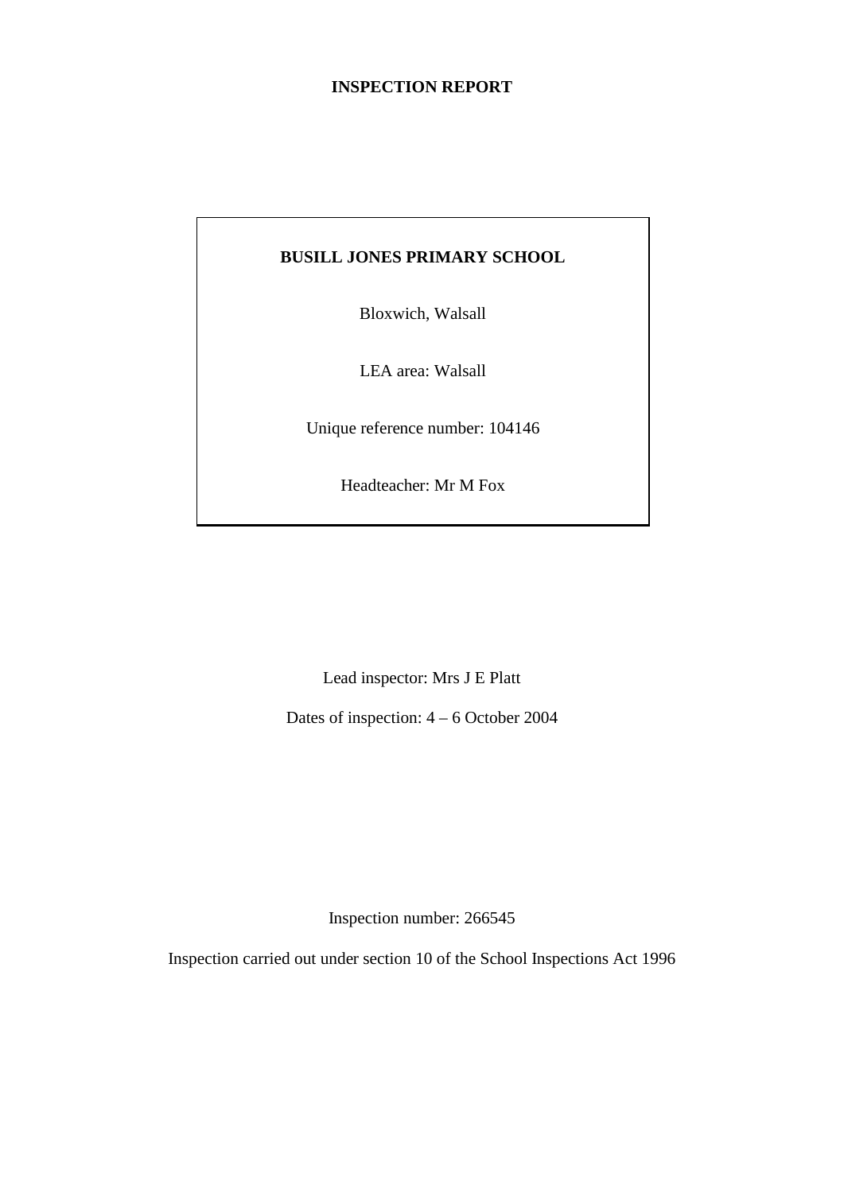# INSPECTION REPORT

**BUSILL JONES PRIMARY SCHOOL**

Bloxwich, Walsall

LEA area: Walsall

Unique reference number: 104146

Headteacher: Mr M Fox

Lead inspector: Mrs J E Platt

Dates of inspection: 4 – 6 October 2004

Inspection number: 266545

Inspection carried out under section 10 of the School Inspections Act 1996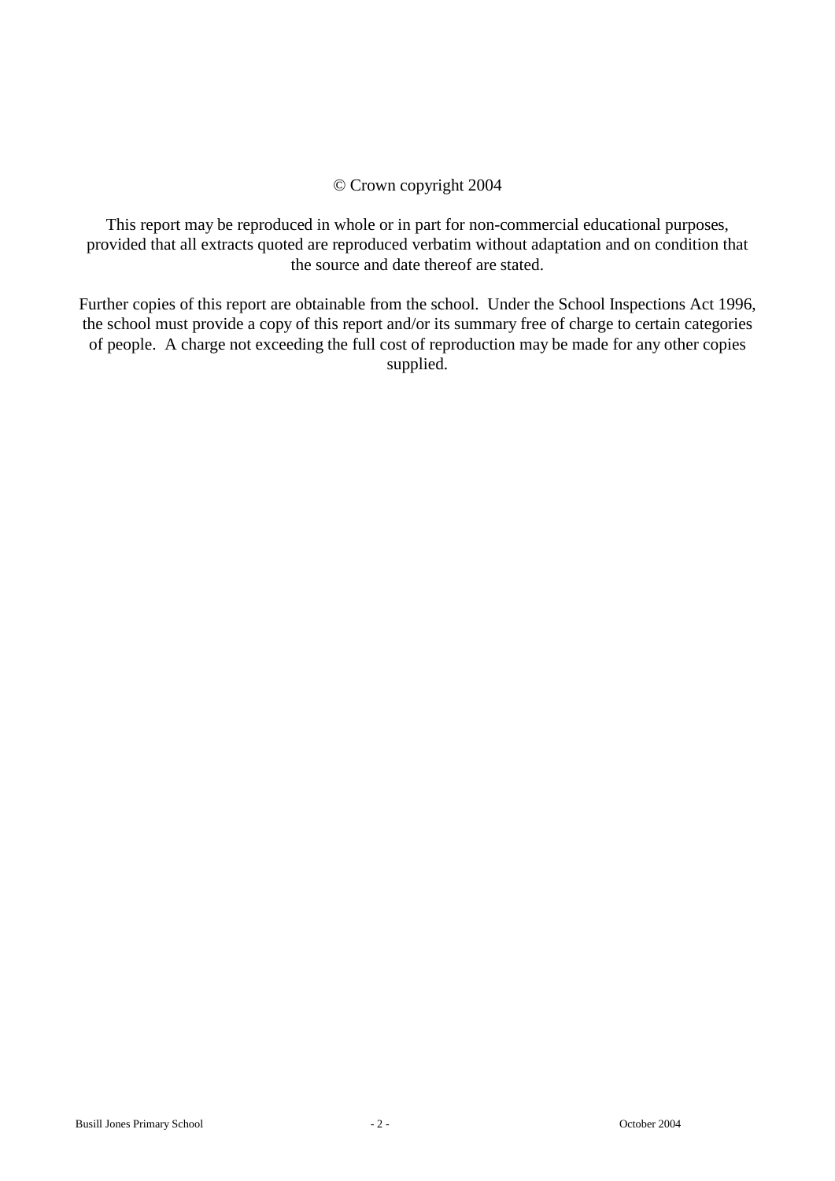© Crown copyright 2004

This report may be reproduced in whole or in part for non-commercial educational purposes, provided that all extracts quoted are reproduced verbatim without adaptation and on condition that the source and date thereof are stated.

Further copies of this report are obtainable from the school. Under the School Inspections Act 1996, the school must provide a copy of this report and/or its summary free of charge to certain categories of people. A charge not exceeding the full cost of reproduction may be made for any other copies supplied.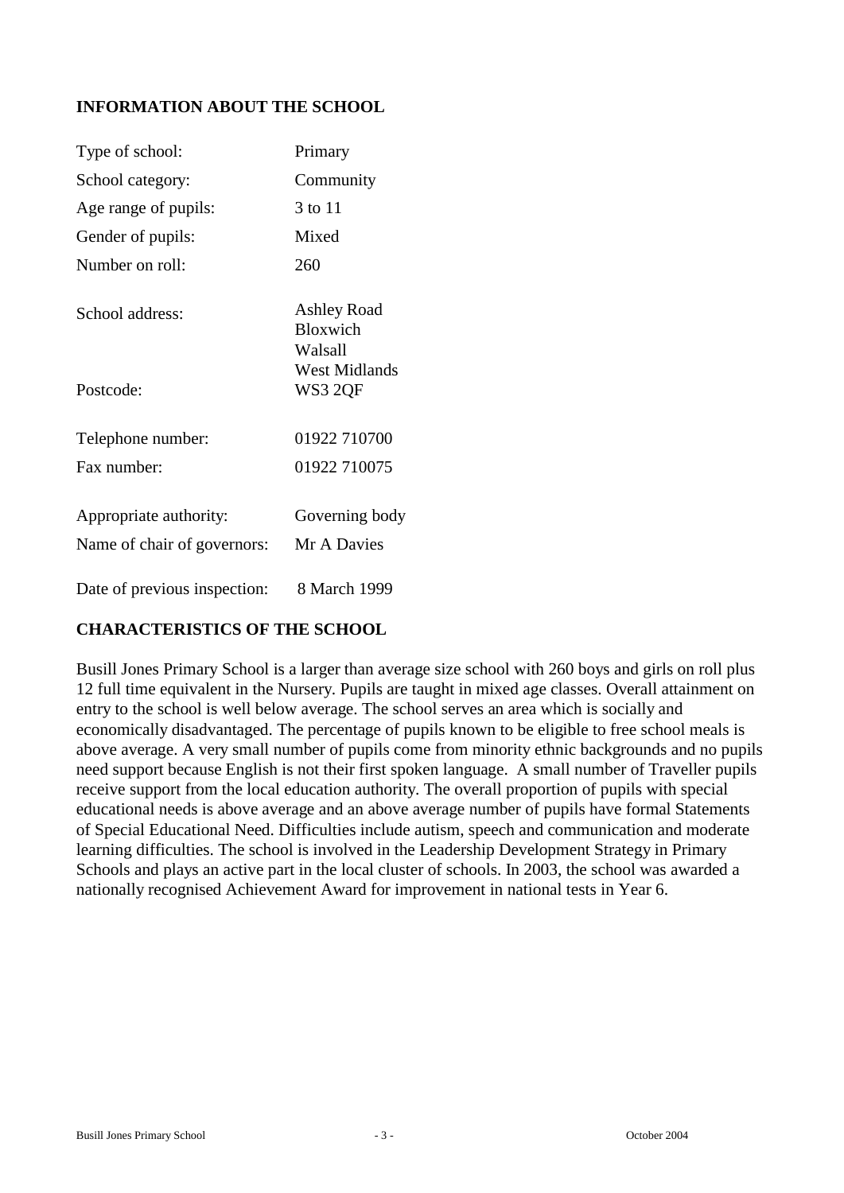## INFORMATION ABOUT THE SCHOOL

| | |
|---|---|
| Type of school: | Primary |
| School category: | Community |
| Age range of pupils: | 3 to 11 |
| Gender of pupils: | Mixed |
| Number on roll: | 260 |
| School address: | Ashley Road<br>Bloxwich<br>Walsall<br>West Midlands |
| Postcode: | WS3 2QF |
| Telephone number: | 01922 710700 |
| Fax number: | 01922 710075 |
| Appropriate authority: | Governing body |
| Name of chair of governors: | Mr A Davies |
| Date of previous inspection: | 8 March 1999 |

## CHARACTERISTICS OF THE SCHOOL

Busill Jones Primary School is a larger than average size school with 260 boys and girls on roll plus 12 full time equivalent in the Nursery. Pupils are taught in mixed age classes. Overall attainment on entry to the school is well below average. The school serves an area which is socially and economically disadvantaged. The percentage of pupils known to be eligible to free school meals is above average. A very small number of pupils come from minority ethnic backgrounds and no pupils need support because English is not their first spoken language. A small number of Traveller pupils receive support from the local education authority. The overall proportion of pupils with special educational needs is above average and an above average number of pupils have formal Statements of Special Educational Need. Difficulties include autism, speech and communication and moderate learning difficulties. The school is involved in the Leadership Development Strategy in Primary Schools and plays an active part in the local cluster of schools. In 2003, the school was awarded a nationally recognised Achievement Award for improvement in national tests in Year 6.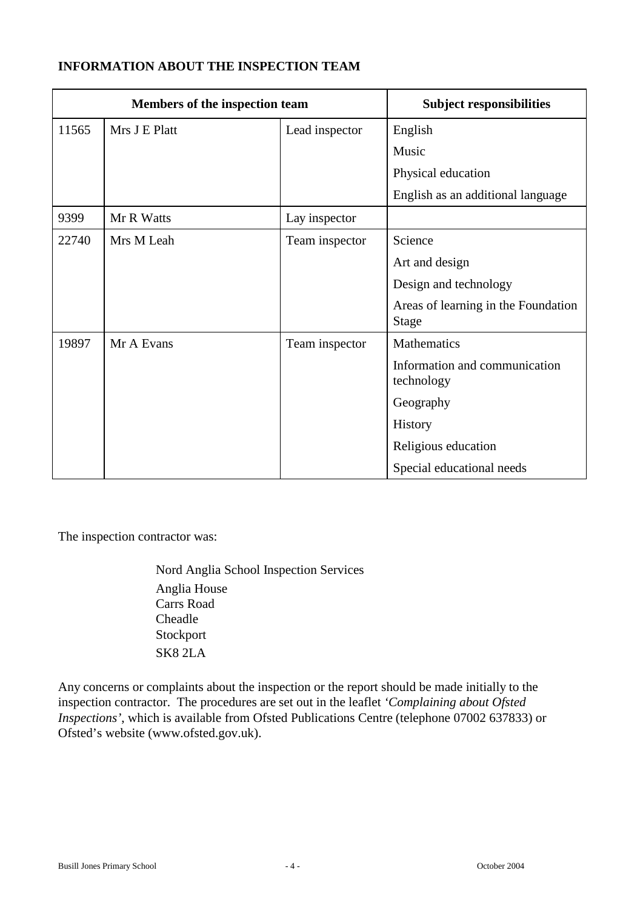**INFORMATION ABOUT THE INSPECTION TEAM**

| Members of the inspection team | | | Subject responsibilities |
|---|---|---|---|
| 11565 | Mrs J E Platt | Lead inspector | English |
| | | | Music |
| | | | Physical education |
| | | | English as an additional language |
| 9399 | Mr R Watts | Lay inspector | |
| 22740 | Mrs M Leah | Team inspector | Science |
| | | | Art and design |
| | | | Design and technology |
| | | | Areas of learning in the Foundation Stage |
| 19897 | Mr A Evans | Team inspector | Mathematics |
| | | | Information and communication technology |
| | | | Geography |
| | | | History |
| | | | Religious education |
| | | | Special educational needs |

The inspection contractor was:

Nord Anglia School Inspection Services
Anglia House
Carrs Road
Cheadle
Stockport
SK8 2LA

Any concerns or complaints about the inspection or the report should be made initially to the inspection contractor. The procedures are set out in the leaflet *'Complaining about Ofsted Inspections'*, which is available from Ofsted Publications Centre (telephone 07002 637833) or Ofsted's website (www.ofsted.gov.uk).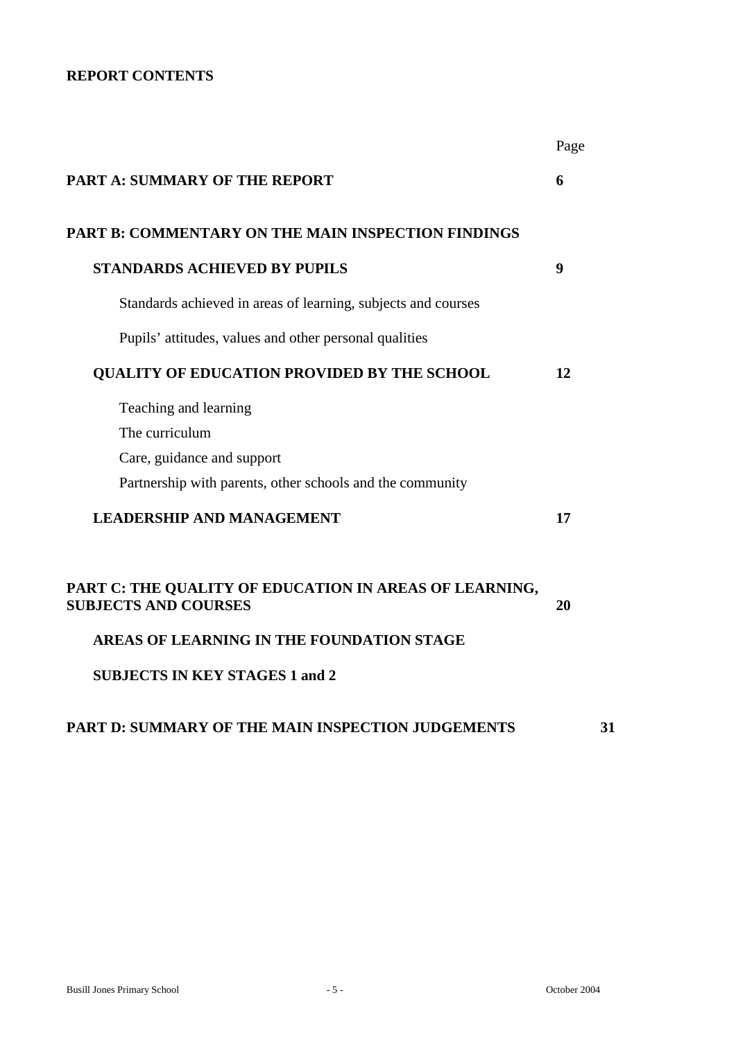**REPORT CONTENTS**

| | Page |
|---|---|
| **PART A: SUMMARY OF THE REPORT** | **6** |
| **PART B: COMMENTARY ON THE MAIN INSPECTION FINDINGS** | |
| **STANDARDS ACHIEVED BY PUPILS** | **9** |
| Standards achieved in areas of learning, subjects and courses | |
| Pupils' attitudes, values and other personal qualities | |
| **QUALITY OF EDUCATION PROVIDED BY THE SCHOOL** | **12** |
| Teaching and learning | |
| The curriculum | |
| Care, guidance and support | |
| Partnership with parents, other schools and the community | |
| **LEADERSHIP AND MANAGEMENT** | **17** |
| **PART C: THE QUALITY OF EDUCATION IN AREAS OF LEARNING, SUBJECTS AND COURSES** | **20** |
| **AREAS OF LEARNING IN THE FOUNDATION STAGE** | |
| **SUBJECTS IN KEY STAGES 1 and 2** | |
| **PART D: SUMMARY OF THE MAIN INSPECTION JUDGEMENTS** | **31** |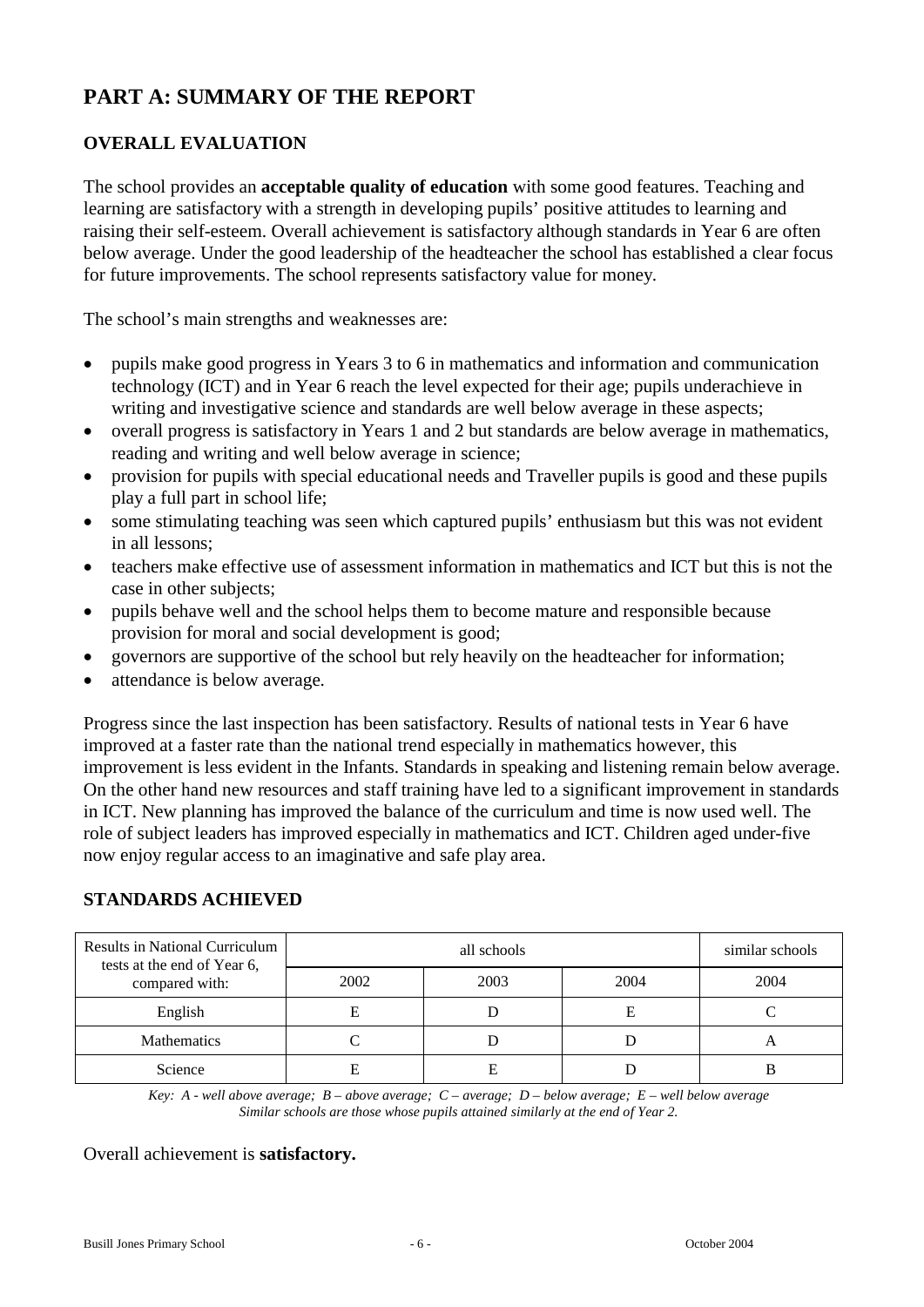# PART A: SUMMARY OF THE REPORT

## OVERALL EVALUATION

The school provides an **acceptable quality of education** with some good features. Teaching and learning are satisfactory with a strength in developing pupils' positive attitudes to learning and raising their self-esteem. Overall achievement is satisfactory although standards in Year 6 are often below average. Under the good leadership of the headteacher the school has established a clear focus for future improvements. The school represents satisfactory value for money.

The school's main strengths and weaknesses are:

- pupils make good progress in Years 3 to 6 in mathematics and information and communication technology (ICT) and in Year 6 reach the level expected for their age; pupils underachieve in writing and investigative science and standards are well below average in these aspects;
- overall progress is satisfactory in Years 1 and 2 but standards are below average in mathematics, reading and writing and well below average in science;
- provision for pupils with special educational needs and Traveller pupils is good and these pupils play a full part in school life;
- some stimulating teaching was seen which captured pupils' enthusiasm but this was not evident in all lessons;
- teachers make effective use of assessment information in mathematics and ICT but this is not the case in other subjects;
- pupils behave well and the school helps them to become mature and responsible because provision for moral and social development is good;
- governors are supportive of the school but rely heavily on the headteacher for information;
- attendance is below average.

Progress since the last inspection has been satisfactory. Results of national tests in Year 6 have improved at a faster rate than the national trend especially in mathematics however, this improvement is less evident in the Infants. Standards in speaking and listening remain below average. On the other hand new resources and staff training have led to a significant improvement in standards in ICT. New planning has improved the balance of the curriculum and time is now used well. The role of subject leaders has improved especially in mathematics and ICT. Children aged under-five now enjoy regular access to an imaginative and safe play area.

## STANDARDS ACHIEVED

| Results in National Curriculum tests at the end of Year 6, compared with: | all schools | | | similar schools |
|---|---|---|---|---|
| | 2002 | 2003 | 2004 | 2004 |
| English | E | D | E | C |
| Mathematics | C | D | D | A |
| Science | E | E | D | B |

*Key: A - well above average; B – above average; C – average; D – below average; E – well below average*
*Similar schools are those whose pupils attained similarly at the end of Year 2.*

Overall achievement is **satisfactory.**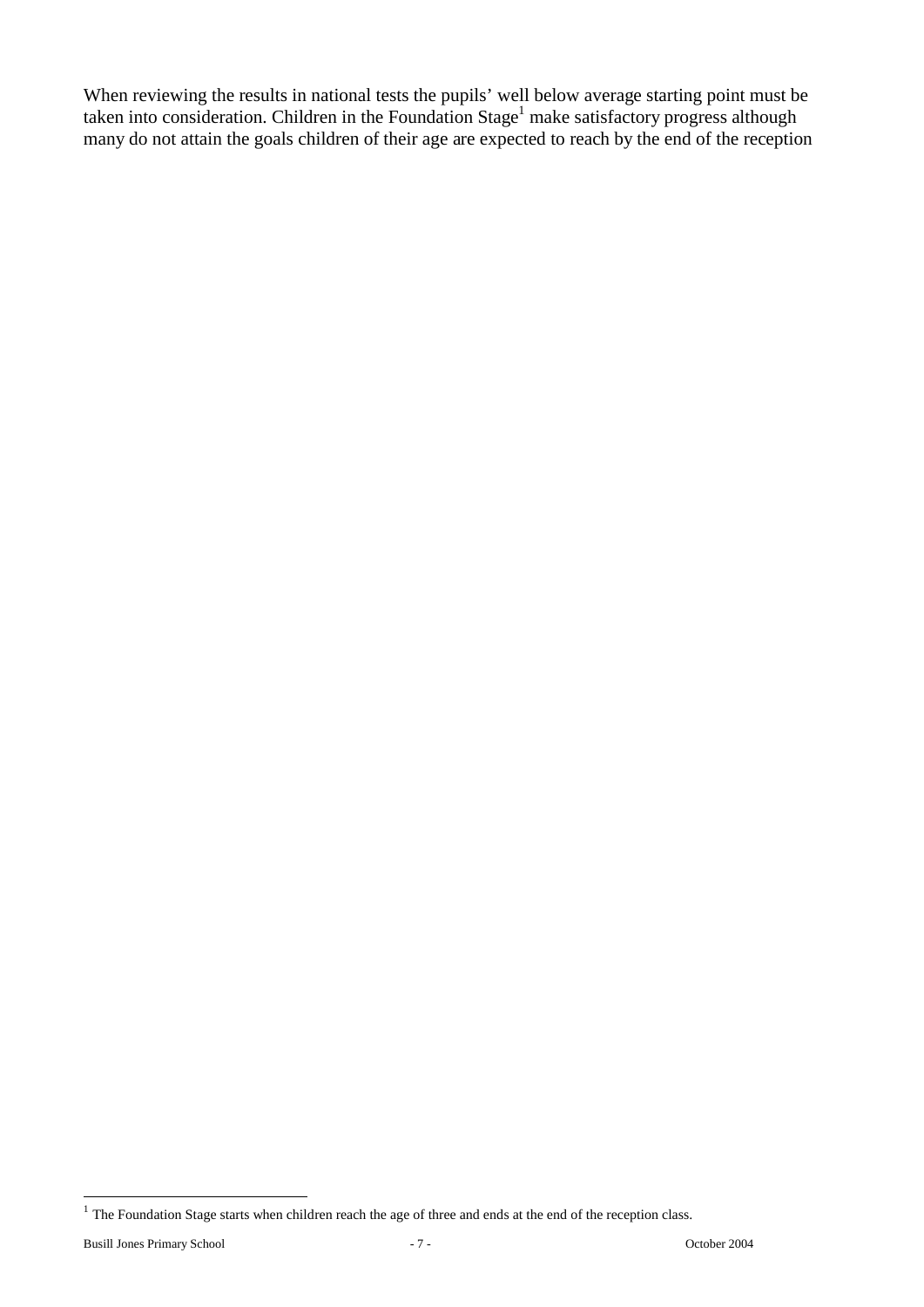When reviewing the results in national tests the pupils' well below average starting point must be taken into consideration. Children in the Foundation Stage[1] make satisfactory progress although many do not attain the goals children of their age are expected to reach by the end of the reception

[1] The Foundation Stage starts when children reach the age of three and ends at the end of the reception class.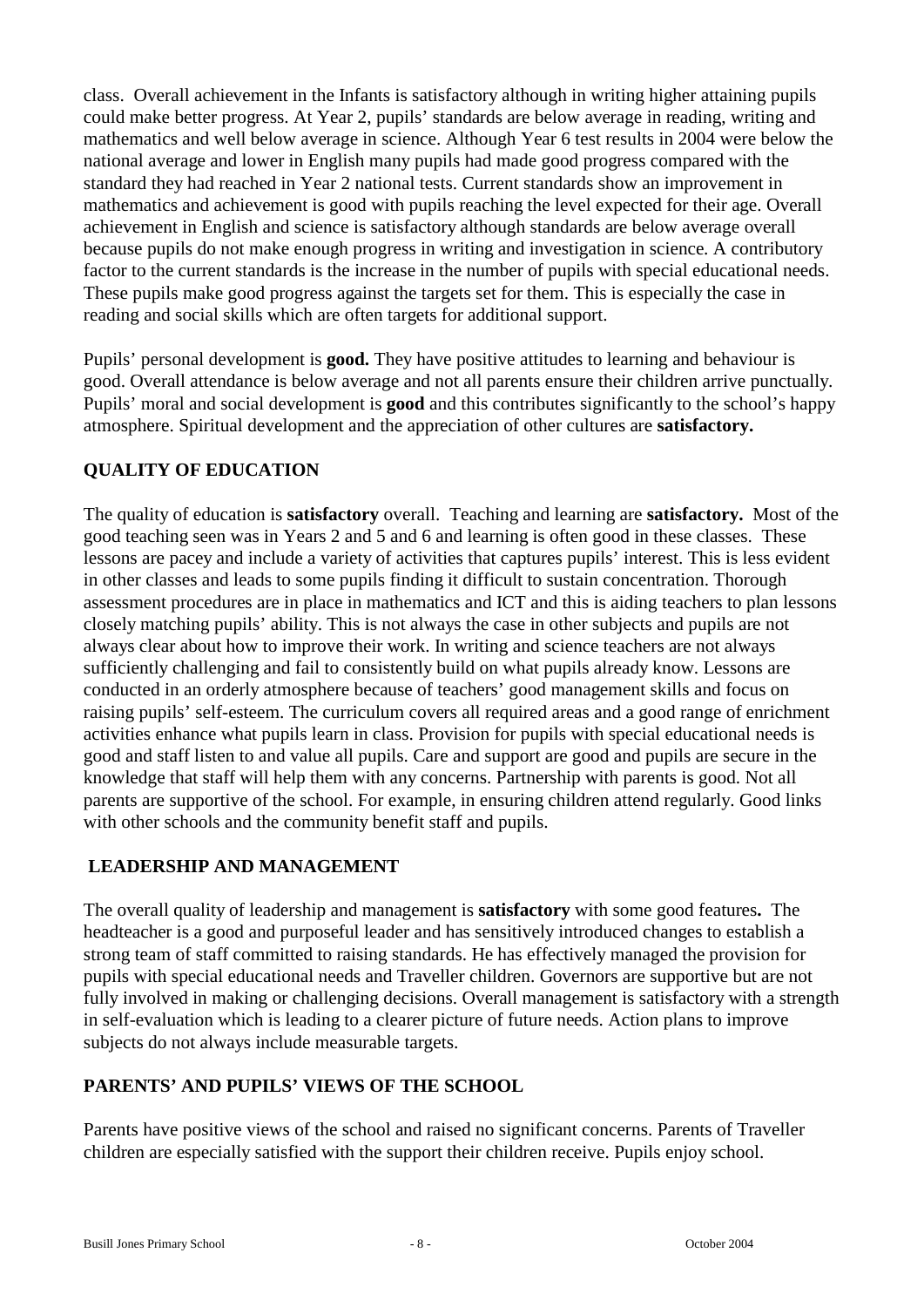class. Overall achievement in the Infants is satisfactory although in writing higher attaining pupils could make better progress. At Year 2, pupils' standards are below average in reading, writing and mathematics and well below average in science. Although Year 6 test results in 2004 were below the national average and lower in English many pupils had made good progress compared with the standard they had reached in Year 2 national tests. Current standards show an improvement in mathematics and achievement is good with pupils reaching the level expected for their age. Overall achievement in English and science is satisfactory although standards are below average overall because pupils do not make enough progress in writing and investigation in science. A contributory factor to the current standards is the increase in the number of pupils with special educational needs. These pupils make good progress against the targets set for them. This is especially the case in reading and social skills which are often targets for additional support.

Pupils' personal development is **good.** They have positive attitudes to learning and behaviour is good. Overall attendance is below average and not all parents ensure their children arrive punctually. Pupils' moral and social development is **good** and this contributes significantly to the school's happy atmosphere. Spiritual development and the appreciation of other cultures are **satisfactory.**

## QUALITY OF EDUCATION

The quality of education is **satisfactory** overall. Teaching and learning are **satisfactory.** Most of the good teaching seen was in Years 2 and 5 and 6 and learning is often good in these classes. These lessons are pacey and include a variety of activities that captures pupils' interest. This is less evident in other classes and leads to some pupils finding it difficult to sustain concentration. Thorough assessment procedures are in place in mathematics and ICT and this is aiding teachers to plan lessons closely matching pupils' ability. This is not always the case in other subjects and pupils are not always clear about how to improve their work. In writing and science teachers are not always sufficiently challenging and fail to consistently build on what pupils already know. Lessons are conducted in an orderly atmosphere because of teachers' good management skills and focus on raising pupils' self-esteem. The curriculum covers all required areas and a good range of enrichment activities enhance what pupils learn in class. Provision for pupils with special educational needs is good and staff listen to and value all pupils. Care and support are good and pupils are secure in the knowledge that staff will help them with any concerns. Partnership with parents is good. Not all parents are supportive of the school. For example, in ensuring children attend regularly. Good links with other schools and the community benefit staff and pupils.

## LEADERSHIP AND MANAGEMENT

The overall quality of leadership and management is **satisfactory** with some good features**.** The headteacher is a good and purposeful leader and has sensitively introduced changes to establish a strong team of staff committed to raising standards. He has effectively managed the provision for pupils with special educational needs and Traveller children. Governors are supportive but are not fully involved in making or challenging decisions. Overall management is satisfactory with a strength in self-evaluation which is leading to a clearer picture of future needs. Action plans to improve subjects do not always include measurable targets.

## PARENTS' AND PUPILS' VIEWS OF THE SCHOOL

Parents have positive views of the school and raised no significant concerns. Parents of Traveller children are especially satisfied with the support their children receive. Pupils enjoy school.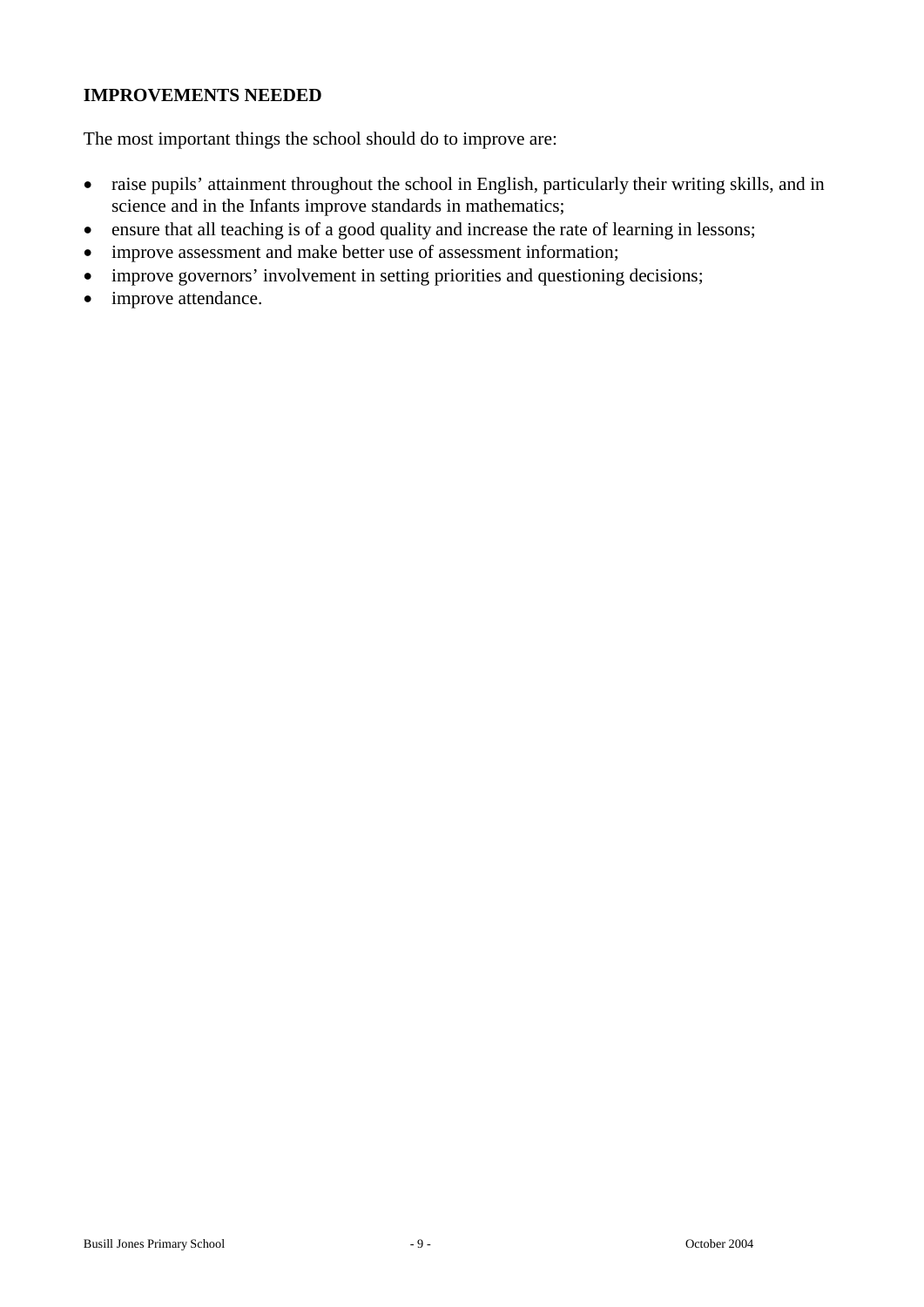### IMPROVEMENTS NEEDED

The most important things the school should do to improve are:

- raise pupils' attainment throughout the school in English, particularly their writing skills, and in science and in the Infants improve standards in mathematics;
- ensure that all teaching is of a good quality and increase the rate of learning in lessons;
- improve assessment and make better use of assessment information;
- improve governors' involvement in setting priorities and questioning decisions;
- improve attendance.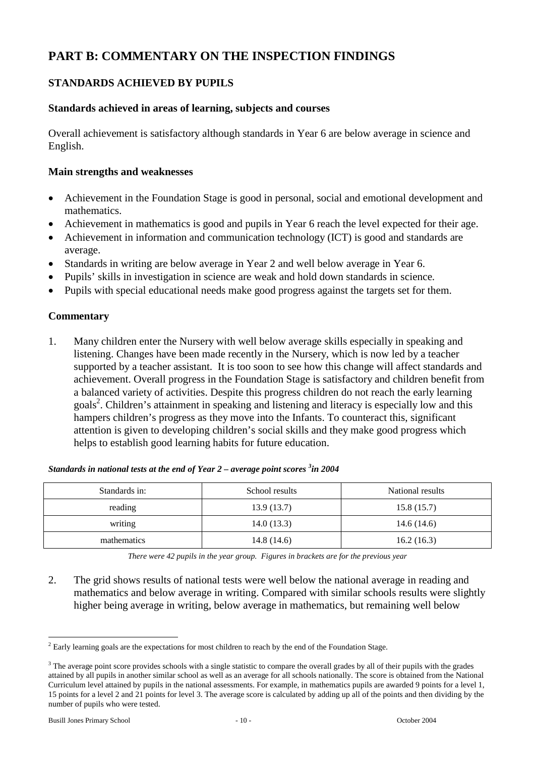# PART B: COMMENTARY ON THE INSPECTION FINDINGS

## STANDARDS ACHIEVED BY PUPILS

### Standards achieved in areas of learning, subjects and courses

Overall achievement is satisfactory although standards in Year 6 are below average in science and English.

### Main strengths and weaknesses

- Achievement in the Foundation Stage is good in personal, social and emotional development and mathematics.
- Achievement in mathematics is good and pupils in Year 6 reach the level expected for their age.
- Achievement in information and communication technology (ICT) is good and standards are average.
- Standards in writing are below average in Year 2 and well below average in Year 6.
- Pupils' skills in investigation in science are weak and hold down standards in science.
- Pupils with special educational needs make good progress against the targets set for them.

### Commentary

1. Many children enter the Nursery with well below average skills especially in speaking and listening. Changes have been made recently in the Nursery, which is now led by a teacher supported by a teacher assistant. It is too soon to see how this change will affect standards and achievement. Overall progress in the Foundation Stage is satisfactory and children benefit from a balanced variety of activities. Despite this progress children do not reach the early learning goals[2]. Children's attainment in speaking and listening and literacy is especially low and this hampers children's progress as they move into the Infants. To counteract this, significant attention is given to developing children's social skills and they make good progress which helps to establish good learning habits for future education.

***Standards in national tests at the end of Year 2 – average point scores [3] in 2004***

| Standards in: | School results | National results |
|---|---|---|
| reading | 13.9 (13.7) | 15.8 (15.7) |
| writing | 14.0 (13.3) | 14.6 (14.6) |
| mathematics | 14.8 (14.6) | 16.2 (16.3) |

*There were 42 pupils in the year group. Figures in brackets are for the previous year*

2. The grid shows results of national tests were well below the national average in reading and mathematics and below average in writing. Compared with similar schools results were slightly higher being average in writing, below average in mathematics, but remaining well below

---

[2] Early learning goals are the expectations for most children to reach by the end of the Foundation Stage.

[3] The average point score provides schools with a single statistic to compare the overall grades by all of their pupils with the grades attained by all pupils in another similar school as well as an average for all schools nationally. The score is obtained from the National Curriculum level attained by pupils in the national assessments. For example, in mathematics pupils are awarded 9 points for a level 1, 15 points for a level 2 and 21 points for level 3. The average score is calculated by adding up all of the points and then dividing by the number of pupils who were tested.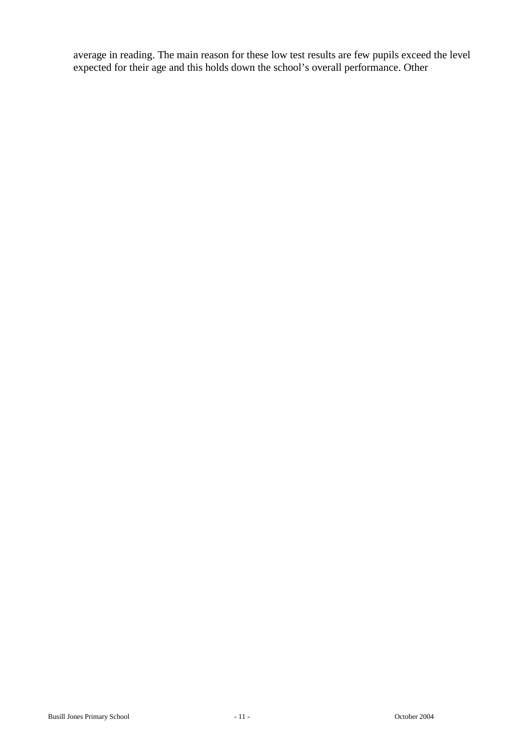average in reading. The main reason for these low test results are few pupils exceed the level expected for their age and this holds down the school's overall performance. Other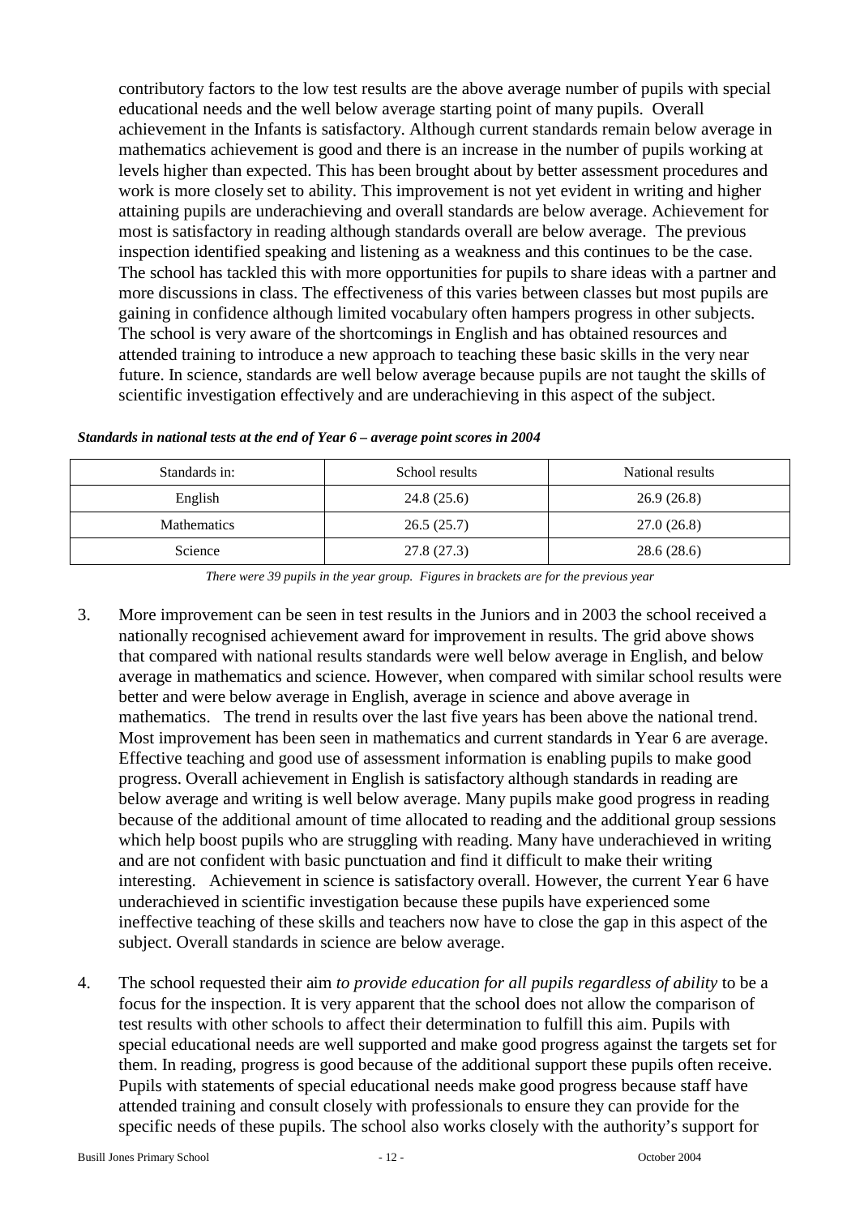contributory factors to the low test results are the above average number of pupils with special educational needs and the well below average starting point of many pupils. Overall achievement in the Infants is satisfactory. Although current standards remain below average in mathematics achievement is good and there is an increase in the number of pupils working at levels higher than expected. This has been brought about by better assessment procedures and work is more closely set to ability. This improvement is not yet evident in writing and higher attaining pupils are underachieving and overall standards are below average. Achievement for most is satisfactory in reading although standards overall are below average. The previous inspection identified speaking and listening as a weakness and this continues to be the case. The school has tackled this with more opportunities for pupils to share ideas with a partner and more discussions in class. The effectiveness of this varies between classes but most pupils are gaining in confidence although limited vocabulary often hampers progress in other subjects. The school is very aware of the shortcomings in English and has obtained resources and attended training to introduce a new approach to teaching these basic skills in the very near future. In science, standards are well below average because pupils are not taught the skills of scientific investigation effectively and are underachieving in this aspect of the subject.

***Standards in national tests at the end of Year 6 – average point scores in 2004***

| Standards in: | School results | National results |
|---|---|---|
| English | 24.8 (25.6) | 26.9 (26.8) |
| Mathematics | 26.5 (25.7) | 27.0 (26.8) |
| Science | 27.8 (27.3) | 28.6 (28.6) |

*There were 39 pupils in the year group. Figures in brackets are for the previous year*

3. More improvement can be seen in test results in the Juniors and in 2003 the school received a nationally recognised achievement award for improvement in results. The grid above shows that compared with national results standards were well below average in English, and below average in mathematics and science. However, when compared with similar school results were better and were below average in English, average in science and above average in mathematics. The trend in results over the last five years has been above the national trend. Most improvement has been seen in mathematics and current standards in Year 6 are average. Effective teaching and good use of assessment information is enabling pupils to make good progress. Overall achievement in English is satisfactory although standards in reading are below average and writing is well below average. Many pupils make good progress in reading because of the additional amount of time allocated to reading and the additional group sessions which help boost pupils who are struggling with reading. Many have underachieved in writing and are not confident with basic punctuation and find it difficult to make their writing interesting. Achievement in science is satisfactory overall. However, the current Year 6 have underachieved in scientific investigation because these pupils have experienced some ineffective teaching of these skills and teachers now have to close the gap in this aspect of the subject. Overall standards in science are below average.

4. The school requested their aim *to provide education for all pupils regardless of ability* to be a focus for the inspection. It is very apparent that the school does not allow the comparison of test results with other schools to affect their determination to fulfill this aim. Pupils with special educational needs are well supported and make good progress against the targets set for them. In reading, progress is good because of the additional support these pupils often receive. Pupils with statements of special educational needs make good progress because staff have attended training and consult closely with professionals to ensure they can provide for the specific needs of these pupils. The school also works closely with the authority's support for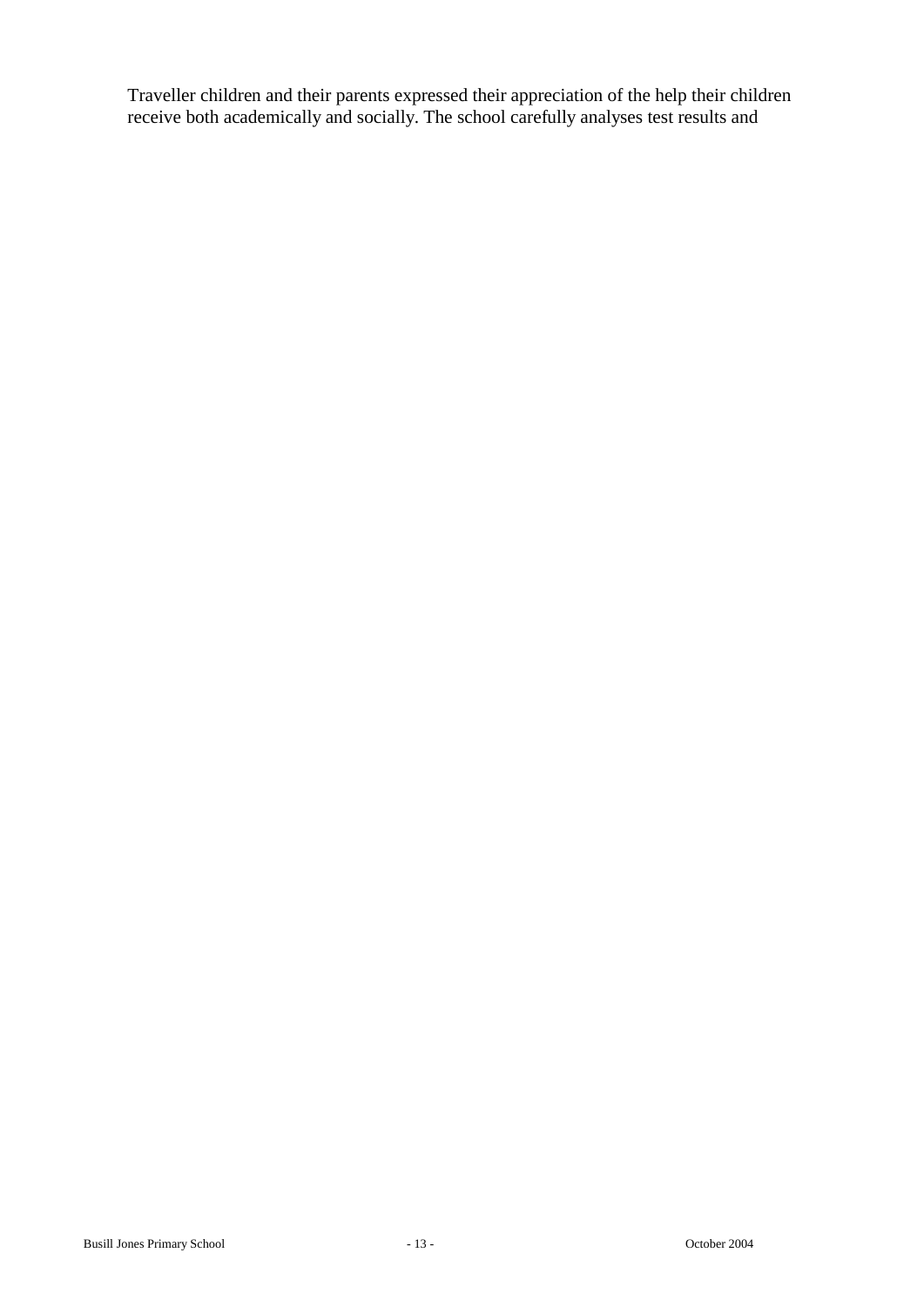Traveller children and their parents expressed their appreciation of the help their children receive both academically and socially. The school carefully analyses test results and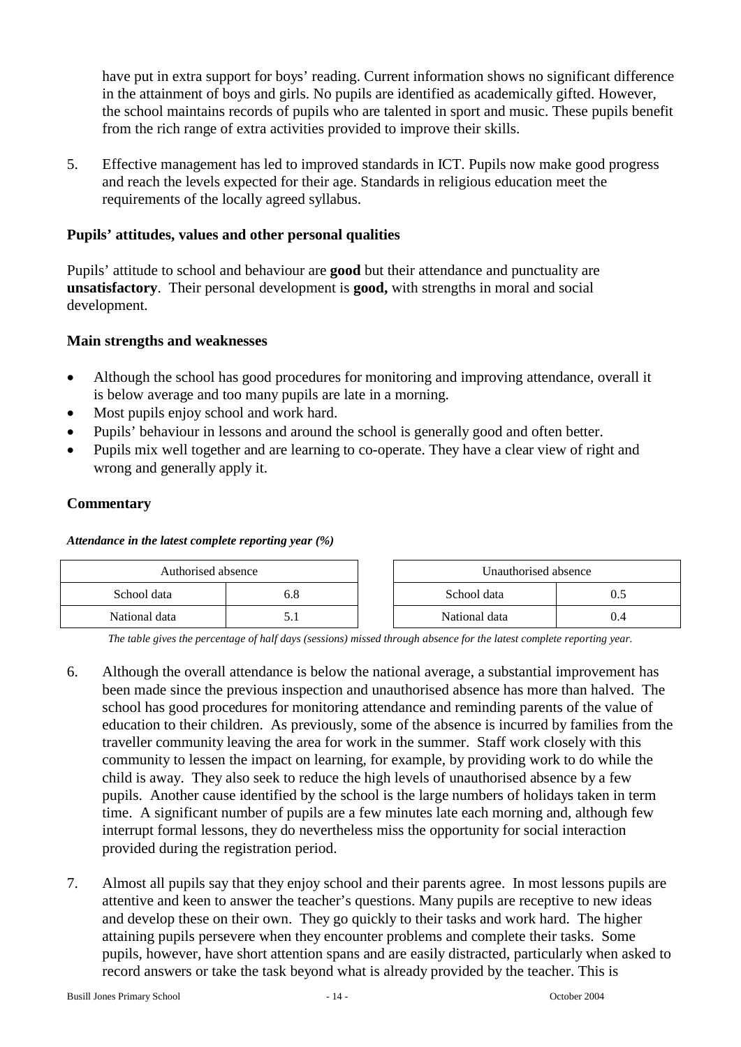have put in extra support for boys' reading. Current information shows no significant difference in the attainment of boys and girls. No pupils are identified as academically gifted. However, the school maintains records of pupils who are talented in sport and music. These pupils benefit from the rich range of extra activities provided to improve their skills.

5. Effective management has led to improved standards in ICT. Pupils now make good progress and reach the levels expected for their age. Standards in religious education meet the requirements of the locally agreed syllabus.

### Pupils' attitudes, values and other personal qualities

Pupils' attitude to school and behaviour are **good** but their attendance and punctuality are **unsatisfactory**. Their personal development is **good,** with strengths in moral and social development.

### Main strengths and weaknesses

- Although the school has good procedures for monitoring and improving attendance, overall it is below average and too many pupils are late in a morning.
- Most pupils enjoy school and work hard.
- Pupils' behaviour in lessons and around the school is generally good and often better.
- Pupils mix well together and are learning to co-operate. They have a clear view of right and wrong and generally apply it.

### Commentary

***Attendance in the latest complete reporting year (%)***

| Authorised absence | |
|---|---|
| School data | 6.8 |
| National data | 5.1 |

| Unauthorised absence | |
|---|---|
| School data | 0.5 |
| National data | 0.4 |

*The table gives the percentage of half days (sessions) missed through absence for the latest complete reporting year.*

6. Although the overall attendance is below the national average, a substantial improvement has been made since the previous inspection and unauthorised absence has more than halved. The school has good procedures for monitoring attendance and reminding parents of the value of education to their children. As previously, some of the absence is incurred by families from the traveller community leaving the area for work in the summer. Staff work closely with this community to lessen the impact on learning, for example, by providing work to do while the child is away. They also seek to reduce the high levels of unauthorised absence by a few pupils. Another cause identified by the school is the large numbers of holidays taken in term time. A significant number of pupils are a few minutes late each morning and, although few interrupt formal lessons, they do nevertheless miss the opportunity for social interaction provided during the registration period.

7. Almost all pupils say that they enjoy school and their parents agree. In most lessons pupils are attentive and keen to answer the teacher's questions. Many pupils are receptive to new ideas and develop these on their own. They go quickly to their tasks and work hard. The higher attaining pupils persevere when they encounter problems and complete their tasks. Some pupils, however, have short attention spans and are easily distracted, particularly when asked to record answers or take the task beyond what is already provided by the teacher. This is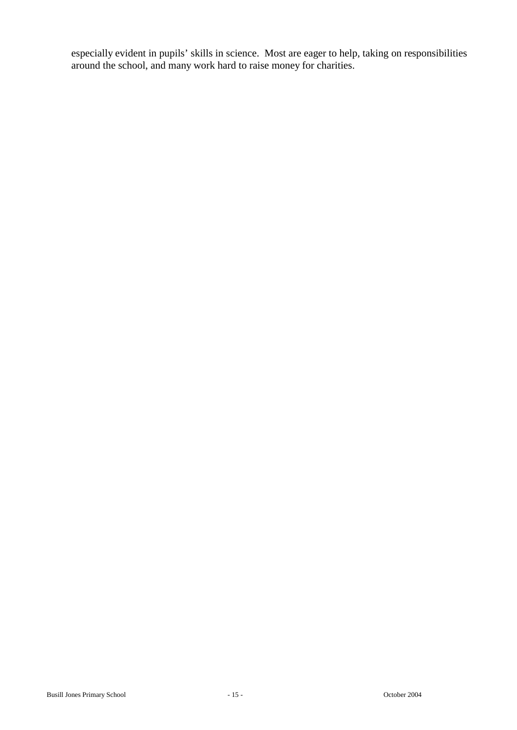especially evident in pupils' skills in science. Most are eager to help, taking on responsibilities around the school, and many work hard to raise money for charities.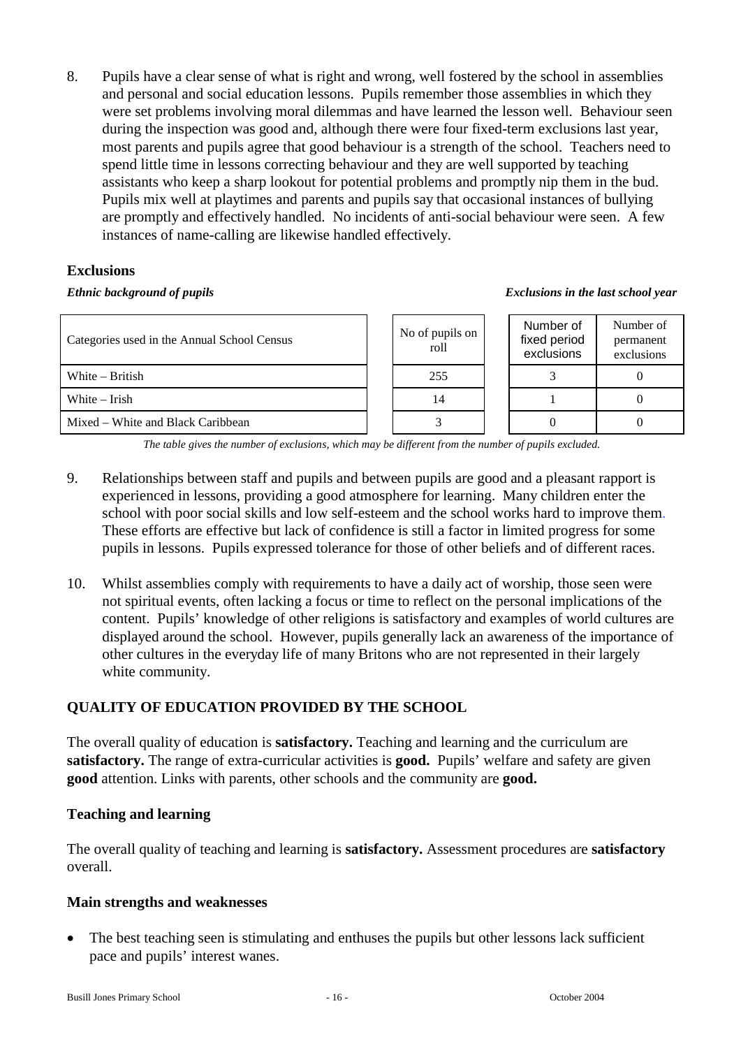8. Pupils have a clear sense of what is right and wrong, well fostered by the school in assemblies and personal and social education lessons. Pupils remember those assemblies in which they were set problems involving moral dilemmas and have learned the lesson well. Behaviour seen during the inspection was good and, although there were four fixed-term exclusions last year, most parents and pupils agree that good behaviour is a strength of the school. Teachers need to spend little time in lessons correcting behaviour and they are well supported by teaching assistants who keep a sharp lookout for potential problems and promptly nip them in the bud. Pupils mix well at playtimes and parents and pupils say that occasional instances of bullying are promptly and effectively handled. No incidents of anti-social behaviour were seen. A few instances of name-calling are likewise handled effectively.

**Exclusions**

*Ethnic background of pupils* — *Exclusions in the last school year*

| Categories used in the Annual School Census | No of pupils on roll | Number of fixed period exclusions | Number of permanent exclusions |
|---|---|---|---|
| White – British | 255 | 3 | 0 |
| White – Irish | 14 | 1 | 0 |
| Mixed – White and Black Caribbean | 3 | 0 | 0 |

*The table gives the number of exclusions, which may be different from the number of pupils excluded.*

9. Relationships between staff and pupils and between pupils are good and a pleasant rapport is experienced in lessons, providing a good atmosphere for learning. Many children enter the school with poor social skills and low self-esteem and the school works hard to improve them. These efforts are effective but lack of confidence is still a factor in limited progress for some pupils in lessons. Pupils expressed tolerance for those of other beliefs and of different races.

10. Whilst assemblies comply with requirements to have a daily act of worship, those seen were not spiritual events, often lacking a focus or time to reflect on the personal implications of the content. Pupils' knowledge of other religions is satisfactory and examples of world cultures are displayed around the school. However, pupils generally lack an awareness of the importance of other cultures in the everyday life of many Britons who are not represented in their largely white community.

## QUALITY OF EDUCATION PROVIDED BY THE SCHOOL

The overall quality of education is **satisfactory.** Teaching and learning and the curriculum are **satisfactory.** The range of extra-curricular activities is **good.** Pupils' welfare and safety are given **good** attention. Links with parents, other schools and the community are **good.**

### Teaching and learning

The overall quality of teaching and learning is **satisfactory.** Assessment procedures are **satisfactory** overall.

### Main strengths and weaknesses

- The best teaching seen is stimulating and enthuses the pupils but other lessons lack sufficient pace and pupils' interest wanes.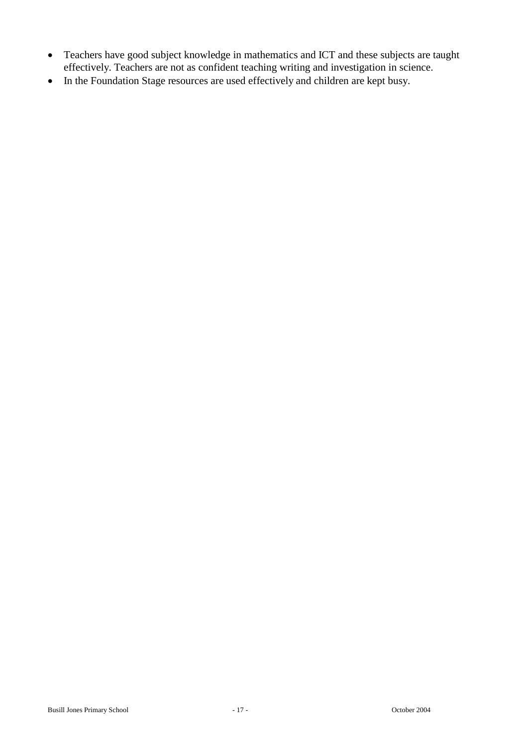- Teachers have good subject knowledge in mathematics and ICT and these subjects are taught effectively. Teachers are not as confident teaching writing and investigation in science.
- In the Foundation Stage resources are used effectively and children are kept busy.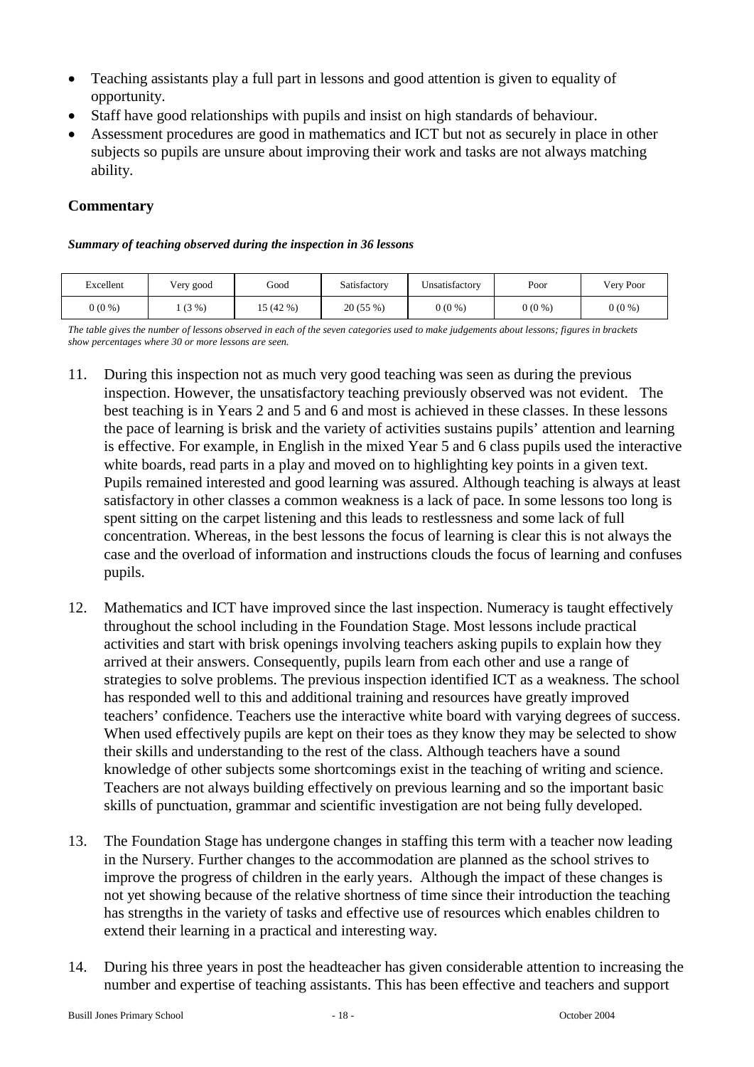- Teaching assistants play a full part in lessons and good attention is given to equality of opportunity.
- Staff have good relationships with pupils and insist on high standards of behaviour.
- Assessment procedures are good in mathematics and ICT but not as securely in place in other subjects so pupils are unsure about improving their work and tasks are not always matching ability.

## Commentary

***Summary of teaching observed during the inspection in 36 lessons***

| Excellent | Very good | Good | Satisfactory | Unsatisfactory | Poor | Very Poor |
|---|---|---|---|---|---|---|
| 0 (0 %) | 1 (3 %) | 15 (42 %) | 20 (55 %) | 0 (0 %) | 0 (0 %) | 0 (0 %) |

*The table gives the number of lessons observed in each of the seven categories used to make judgements about lessons; figures in brackets show percentages where 30 or more lessons are seen.*

11. During this inspection not as much very good teaching was seen as during the previous inspection. However, the unsatisfactory teaching previously observed was not evident. The best teaching is in Years 2 and 5 and 6 and most is achieved in these classes. In these lessons the pace of learning is brisk and the variety of activities sustains pupils' attention and learning is effective. For example, in English in the mixed Year 5 and 6 class pupils used the interactive white boards, read parts in a play and moved on to highlighting key points in a given text. Pupils remained interested and good learning was assured. Although teaching is always at least satisfactory in other classes a common weakness is a lack of pace. In some lessons too long is spent sitting on the carpet listening and this leads to restlessness and some lack of full concentration. Whereas, in the best lessons the focus of learning is clear this is not always the case and the overload of information and instructions clouds the focus of learning and confuses pupils.

12. Mathematics and ICT have improved since the last inspection. Numeracy is taught effectively throughout the school including in the Foundation Stage. Most lessons include practical activities and start with brisk openings involving teachers asking pupils to explain how they arrived at their answers. Consequently, pupils learn from each other and use a range of strategies to solve problems. The previous inspection identified ICT as a weakness. The school has responded well to this and additional training and resources have greatly improved teachers' confidence. Teachers use the interactive white board with varying degrees of success. When used effectively pupils are kept on their toes as they know they may be selected to show their skills and understanding to the rest of the class. Although teachers have a sound knowledge of other subjects some shortcomings exist in the teaching of writing and science. Teachers are not always building effectively on previous learning and so the important basic skills of punctuation, grammar and scientific investigation are not being fully developed.

13. The Foundation Stage has undergone changes in staffing this term with a teacher now leading in the Nursery. Further changes to the accommodation are planned as the school strives to improve the progress of children in the early years. Although the impact of these changes is not yet showing because of the relative shortness of time since their introduction the teaching has strengths in the variety of tasks and effective use of resources which enables children to extend their learning in a practical and interesting way.

14. During his three years in post the headteacher has given considerable attention to increasing the number and expertise of teaching assistants. This has been effective and teachers and support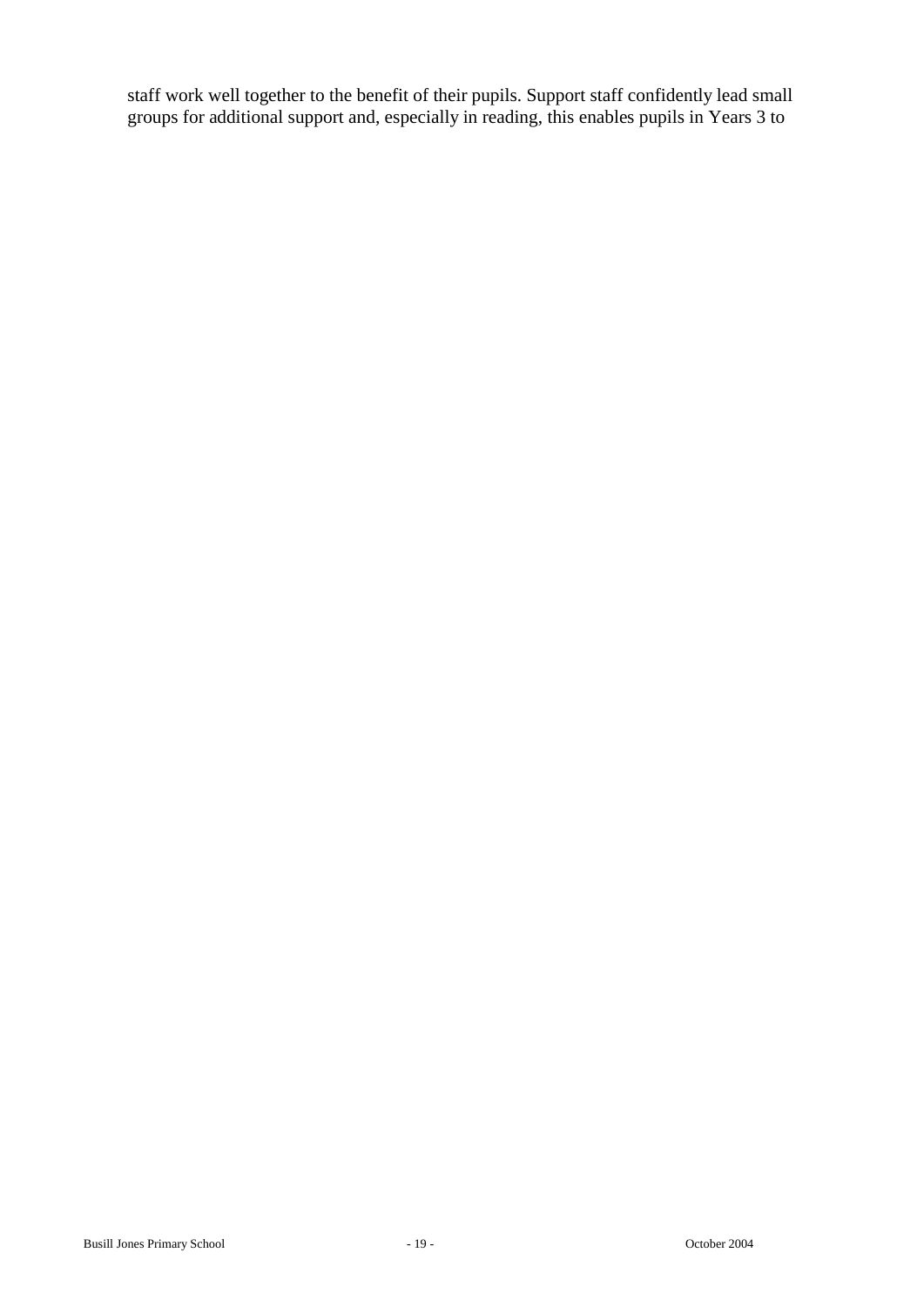staff work well together to the benefit of their pupils. Support staff confidently lead small groups for additional support and, especially in reading, this enables pupils in Years 3 to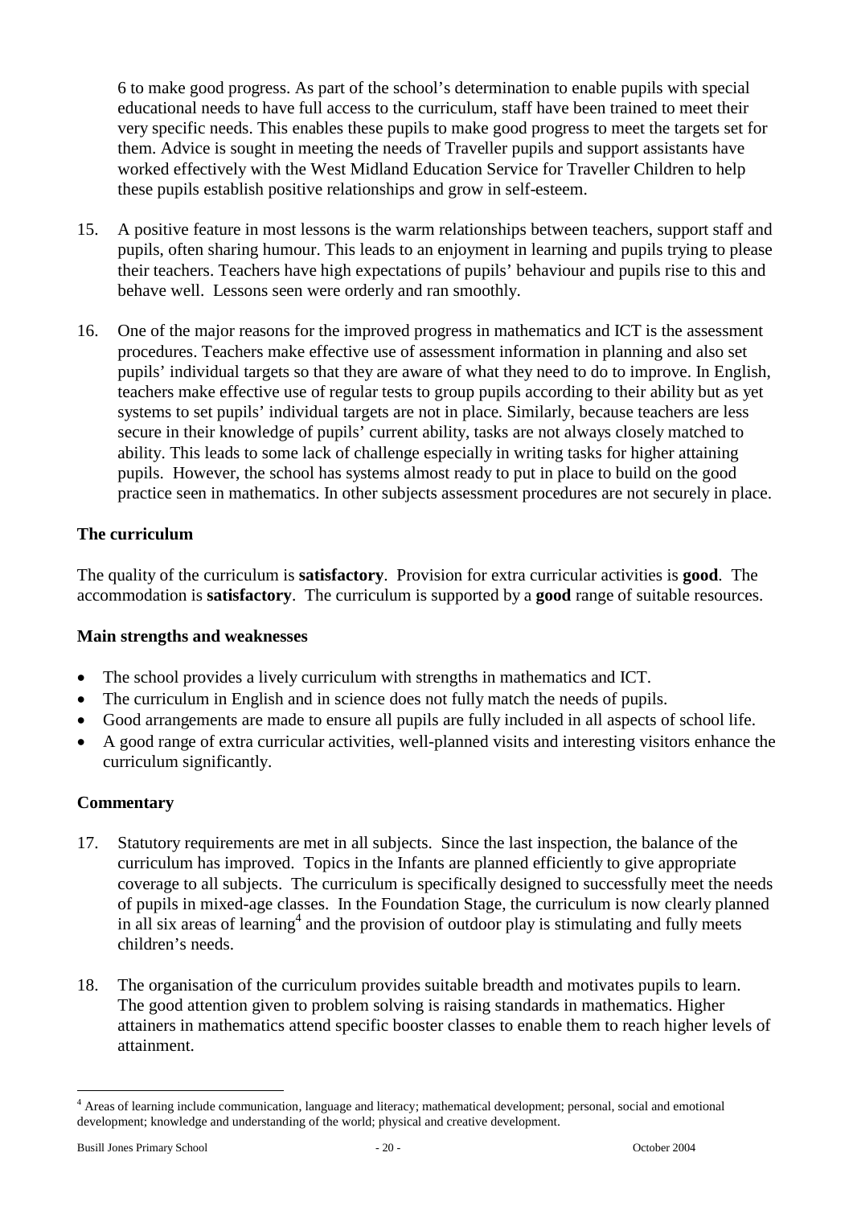6 to make good progress. As part of the school's determination to enable pupils with special educational needs to have full access to the curriculum, staff have been trained to meet their very specific needs. This enables these pupils to make good progress to meet the targets set for them. Advice is sought in meeting the needs of Traveller pupils and support assistants have worked effectively with the West Midland Education Service for Traveller Children to help these pupils establish positive relationships and grow in self-esteem.

15. A positive feature in most lessons is the warm relationships between teachers, support staff and pupils, often sharing humour. This leads to an enjoyment in learning and pupils trying to please their teachers. Teachers have high expectations of pupils' behaviour and pupils rise to this and behave well. Lessons seen were orderly and ran smoothly.

16. One of the major reasons for the improved progress in mathematics and ICT is the assessment procedures. Teachers make effective use of assessment information in planning and also set pupils' individual targets so that they are aware of what they need to do to improve. In English, teachers make effective use of regular tests to group pupils according to their ability but as yet systems to set pupils' individual targets are not in place. Similarly, because teachers are less secure in their knowledge of pupils' current ability, tasks are not always closely matched to ability. This leads to some lack of challenge especially in writing tasks for higher attaining pupils. However, the school has systems almost ready to put in place to build on the good practice seen in mathematics. In other subjects assessment procedures are not securely in place.

### The curriculum

The quality of the curriculum is **satisfactory**. Provision for extra curricular activities is **good**. The accommodation is **satisfactory**. The curriculum is supported by a **good** range of suitable resources.

#### Main strengths and weaknesses

- The school provides a lively curriculum with strengths in mathematics and ICT.
- The curriculum in English and in science does not fully match the needs of pupils.
- Good arrangements are made to ensure all pupils are fully included in all aspects of school life.
- A good range of extra curricular activities, well-planned visits and interesting visitors enhance the curriculum significantly.

#### Commentary

17. Statutory requirements are met in all subjects. Since the last inspection, the balance of the curriculum has improved. Topics in the Infants are planned efficiently to give appropriate coverage to all subjects. The curriculum is specifically designed to successfully meet the needs of pupils in mixed-age classes. In the Foundation Stage, the curriculum is now clearly planned in all six areas of learning[4] and the provision of outdoor play is stimulating and fully meets children's needs.

18. The organisation of the curriculum provides suitable breadth and motivates pupils to learn. The good attention given to problem solving is raising standards in mathematics. Higher attainers in mathematics attend specific booster classes to enable them to reach higher levels of attainment.

[4] Areas of learning include communication, language and literacy; mathematical development; personal, social and emotional development; knowledge and understanding of the world; physical and creative development.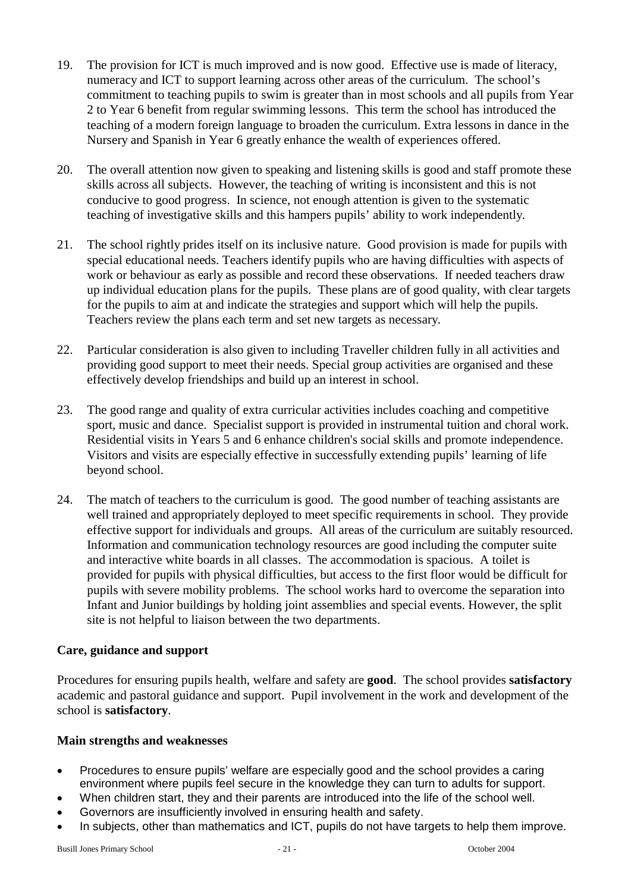19. The provision for ICT is much improved and is now good. Effective use is made of literacy, numeracy and ICT to support learning across other areas of the curriculum. The school's commitment to teaching pupils to swim is greater than in most schools and all pupils from Year 2 to Year 6 benefit from regular swimming lessons. This term the school has introduced the teaching of a modern foreign language to broaden the curriculum. Extra lessons in dance in the Nursery and Spanish in Year 6 greatly enhance the wealth of experiences offered.

20. The overall attention now given to speaking and listening skills is good and staff promote these skills across all subjects. However, the teaching of writing is inconsistent and this is not conducive to good progress. In science, not enough attention is given to the systematic teaching of investigative skills and this hampers pupils' ability to work independently.

21. The school rightly prides itself on its inclusive nature. Good provision is made for pupils with special educational needs. Teachers identify pupils who are having difficulties with aspects of work or behaviour as early as possible and record these observations. If needed teachers draw up individual education plans for the pupils. These plans are of good quality, with clear targets for the pupils to aim at and indicate the strategies and support which will help the pupils. Teachers review the plans each term and set new targets as necessary.

22. Particular consideration is also given to including Traveller children fully in all activities and providing good support to meet their needs. Special group activities are organised and these effectively develop friendships and build up an interest in school.

23. The good range and quality of extra curricular activities includes coaching and competitive sport, music and dance. Specialist support is provided in instrumental tuition and choral work. Residential visits in Years 5 and 6 enhance children's social skills and promote independence. Visitors and visits are especially effective in successfully extending pupils' learning of life beyond school.

24. The match of teachers to the curriculum is good. The good number of teaching assistants are well trained and appropriately deployed to meet specific requirements in school. They provide effective support for individuals and groups. All areas of the curriculum are suitably resourced. Information and communication technology resources are good including the computer suite and interactive white boards in all classes. The accommodation is spacious. A toilet is provided for pupils with physical difficulties, but access to the first floor would be difficult for pupils with severe mobility problems. The school works hard to overcome the separation into Infant and Junior buildings by holding joint assemblies and special events. However, the split site is not helpful to liaison between the two departments.

### Care, guidance and support

Procedures for ensuring pupils health, welfare and safety are **good**. The school provides **satisfactory** academic and pastoral guidance and support. Pupil involvement in the work and development of the school is **satisfactory**.

### Main strengths and weaknesses

- Procedures to ensure pupils' welfare are especially good and the school provides a caring environment where pupils feel secure in the knowledge they can turn to adults for support.
- When children start, they and their parents are introduced into the life of the school well.
- Governors are insufficiently involved in ensuring health and safety.
- In subjects, other than mathematics and ICT, pupils do not have targets to help them improve.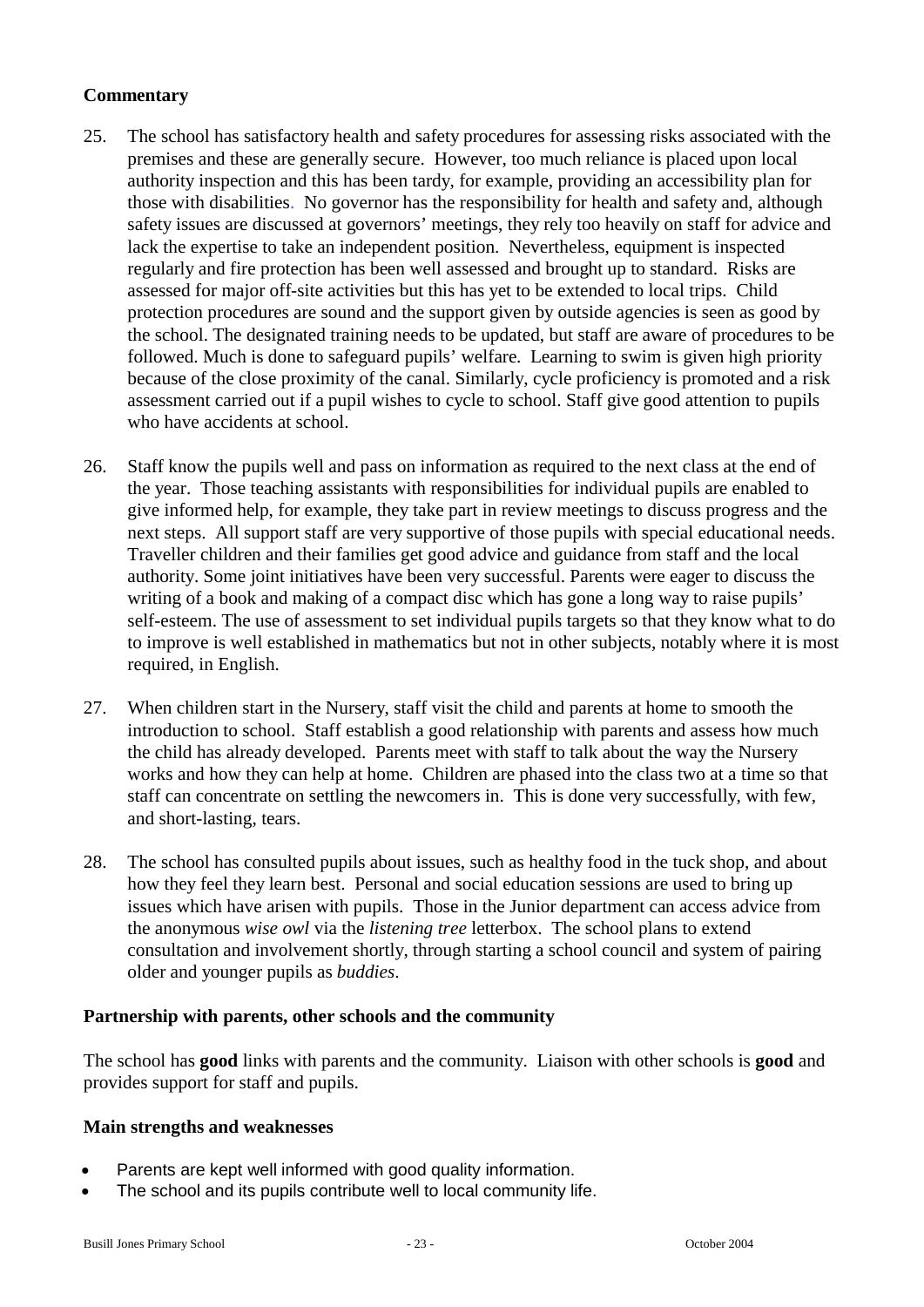### Commentary

25. The school has satisfactory health and safety procedures for assessing risks associated with the premises and these are generally secure. However, too much reliance is placed upon local authority inspection and this has been tardy, for example, providing an accessibility plan for those with disabilities. No governor has the responsibility for health and safety and, although safety issues are discussed at governors' meetings, they rely too heavily on staff for advice and lack the expertise to take an independent position. Nevertheless, equipment is inspected regularly and fire protection has been well assessed and brought up to standard. Risks are assessed for major off-site activities but this has yet to be extended to local trips. Child protection procedures are sound and the support given by outside agencies is seen as good by the school. The designated training needs to be updated, but staff are aware of procedures to be followed. Much is done to safeguard pupils' welfare. Learning to swim is given high priority because of the close proximity of the canal. Similarly, cycle proficiency is promoted and a risk assessment carried out if a pupil wishes to cycle to school. Staff give good attention to pupils who have accidents at school.

26. Staff know the pupils well and pass on information as required to the next class at the end of the year. Those teaching assistants with responsibilities for individual pupils are enabled to give informed help, for example, they take part in review meetings to discuss progress and the next steps. All support staff are very supportive of those pupils with special educational needs. Traveller children and their families get good advice and guidance from staff and the local authority. Some joint initiatives have been very successful. Parents were eager to discuss the writing of a book and making of a compact disc which has gone a long way to raise pupils' self-esteem. The use of assessment to set individual pupils targets so that they know what to do to improve is well established in mathematics but not in other subjects, notably where it is most required, in English.

27. When children start in the Nursery, staff visit the child and parents at home to smooth the introduction to school. Staff establish a good relationship with parents and assess how much the child has already developed. Parents meet with staff to talk about the way the Nursery works and how they can help at home. Children are phased into the class two at a time so that staff can concentrate on settling the newcomers in. This is done very successfully, with few, and short-lasting, tears.

28. The school has consulted pupils about issues, such as healthy food in the tuck shop, and about how they feel they learn best. Personal and social education sessions are used to bring up issues which have arisen with pupils. Those in the Junior department can access advice from the anonymous *wise owl* via the *listening tree* letterbox. The school plans to extend consultation and involvement shortly, through starting a school council and system of pairing older and younger pupils as *buddies*.

### Partnership with parents, other schools and the community

The school has **good** links with parents and the community. Liaison with other schools is **good** and provides support for staff and pupils.

### Main strengths and weaknesses

- Parents are kept well informed with good quality information.
- The school and its pupils contribute well to local community life.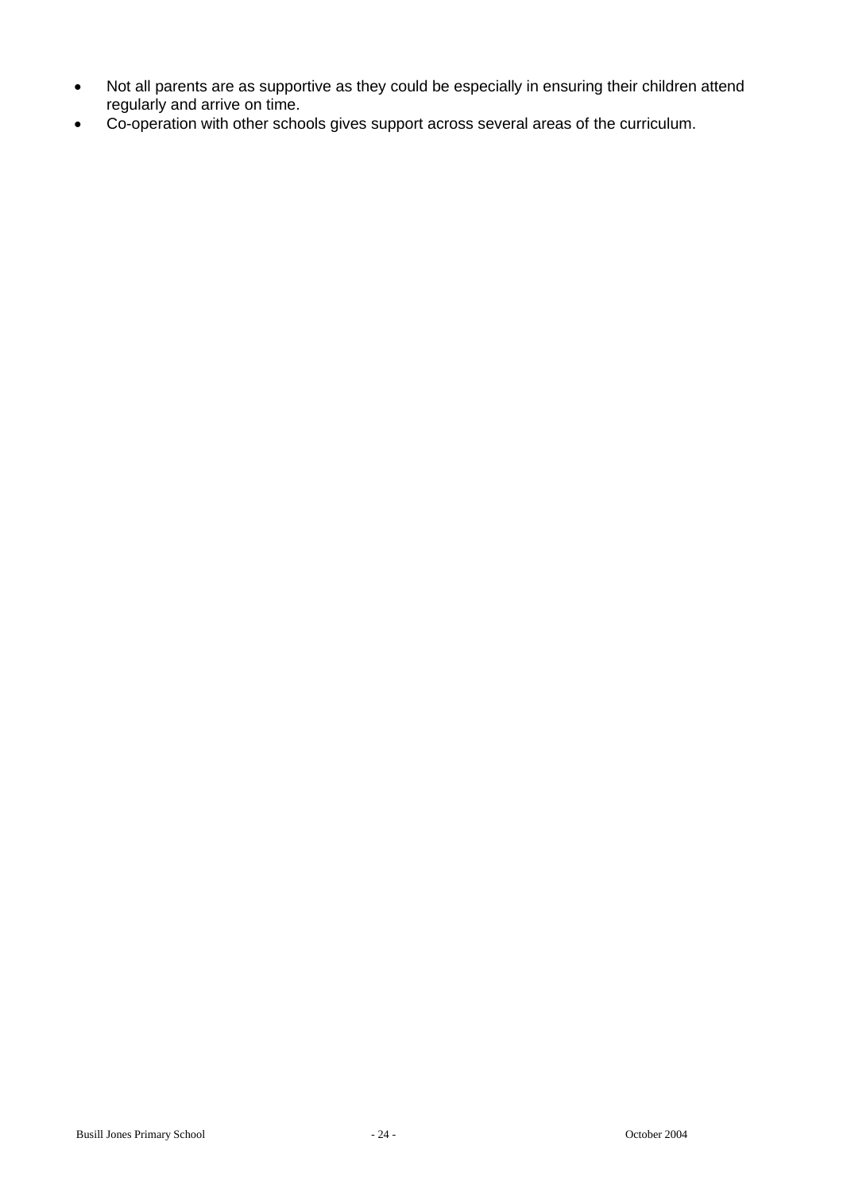- Not all parents are as supportive as they could be especially in ensuring their children attend regularly and arrive on time.
- Co-operation with other schools gives support across several areas of the curriculum.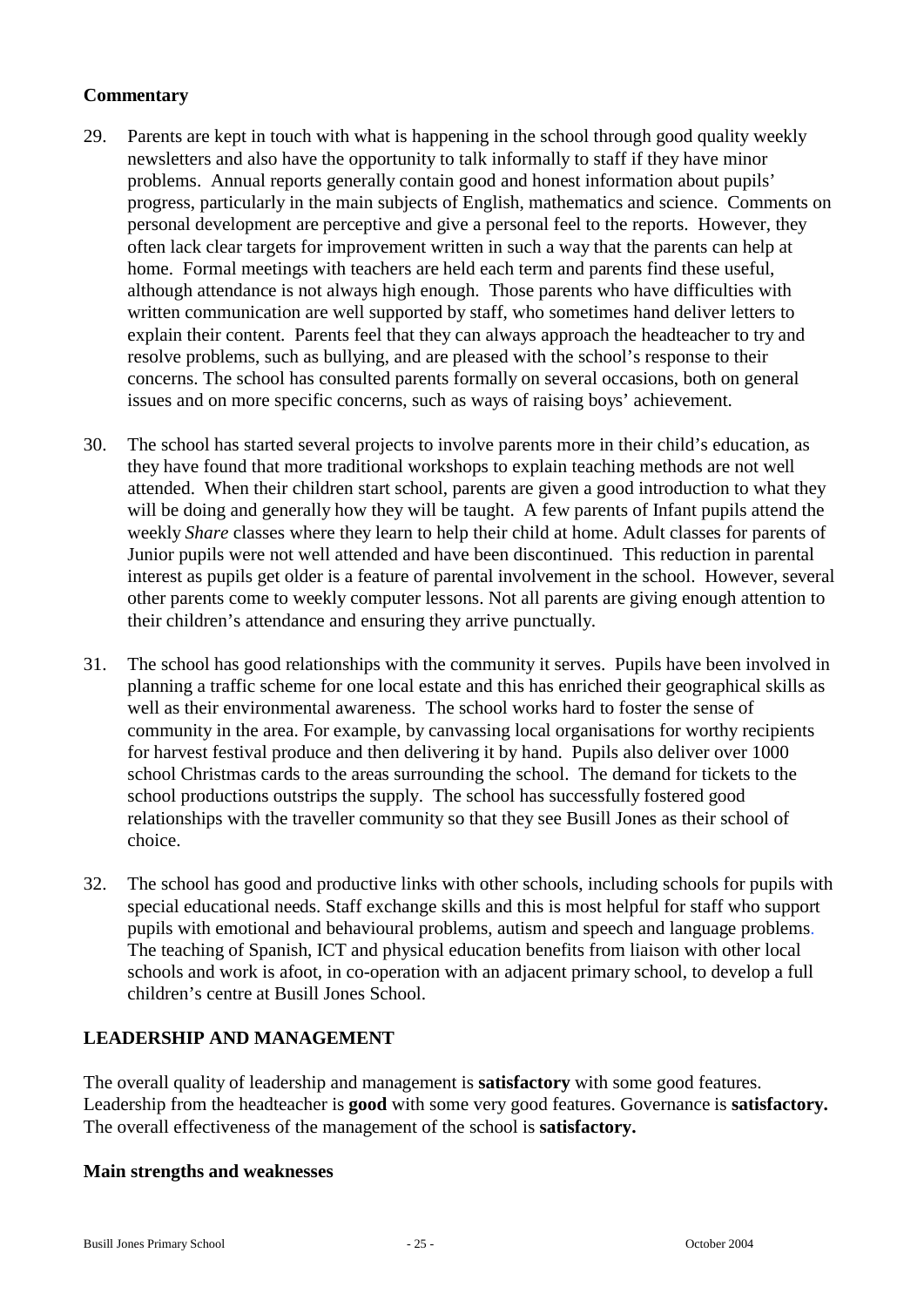### Commentary

29. Parents are kept in touch with what is happening in the school through good quality weekly newsletters and also have the opportunity to talk informally to staff if they have minor problems. Annual reports generally contain good and honest information about pupils' progress, particularly in the main subjects of English, mathematics and science. Comments on personal development are perceptive and give a personal feel to the reports. However, they often lack clear targets for improvement written in such a way that the parents can help at home. Formal meetings with teachers are held each term and parents find these useful, although attendance is not always high enough. Those parents who have difficulties with written communication are well supported by staff, who sometimes hand deliver letters to explain their content. Parents feel that they can always approach the headteacher to try and resolve problems, such as bullying, and are pleased with the school's response to their concerns. The school has consulted parents formally on several occasions, both on general issues and on more specific concerns, such as ways of raising boys' achievement.

30. The school has started several projects to involve parents more in their child's education, as they have found that more traditional workshops to explain teaching methods are not well attended. When their children start school, parents are given a good introduction to what they will be doing and generally how they will be taught. A few parents of Infant pupils attend the weekly *Share* classes where they learn to help their child at home. Adult classes for parents of Junior pupils were not well attended and have been discontinued. This reduction in parental interest as pupils get older is a feature of parental involvement in the school. However, several other parents come to weekly computer lessons. Not all parents are giving enough attention to their children's attendance and ensuring they arrive punctually.

31. The school has good relationships with the community it serves. Pupils have been involved in planning a traffic scheme for one local estate and this has enriched their geographical skills as well as their environmental awareness. The school works hard to foster the sense of community in the area. For example, by canvassing local organisations for worthy recipients for harvest festival produce and then delivering it by hand. Pupils also deliver over 1000 school Christmas cards to the areas surrounding the school. The demand for tickets to the school productions outstrips the supply. The school has successfully fostered good relationships with the traveller community so that they see Busill Jones as their school of choice.

32. The school has good and productive links with other schools, including schools for pupils with special educational needs. Staff exchange skills and this is most helpful for staff who support pupils with emotional and behavioural problems, autism and speech and language problems. The teaching of Spanish, ICT and physical education benefits from liaison with other local schools and work is afoot, in co-operation with an adjacent primary school, to develop a full children's centre at Busill Jones School.

## LEADERSHIP AND MANAGEMENT

The overall quality of leadership and management is **satisfactory** with some good features. Leadership from the headteacher is **good** with some very good features. Governance is **satisfactory.** The overall effectiveness of the management of the school is **satisfactory.**

### Main strengths and weaknesses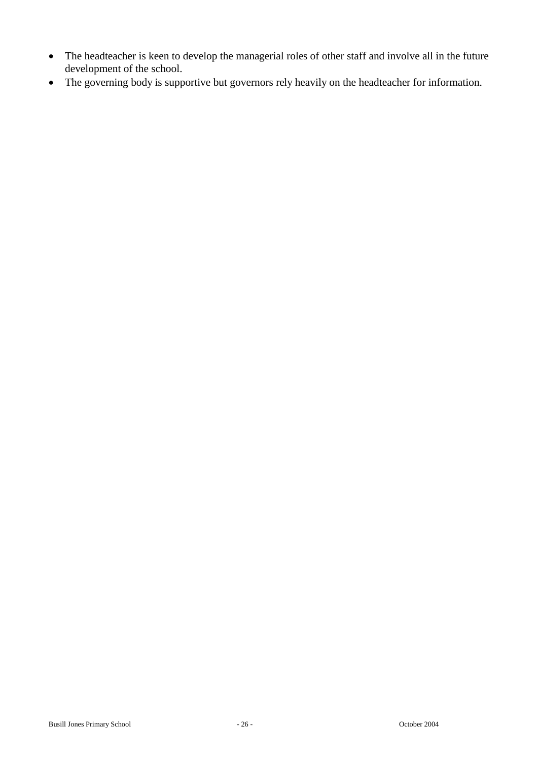- The headteacher is keen to develop the managerial roles of other staff and involve all in the future development of the school.
- The governing body is supportive but governors rely heavily on the headteacher for information.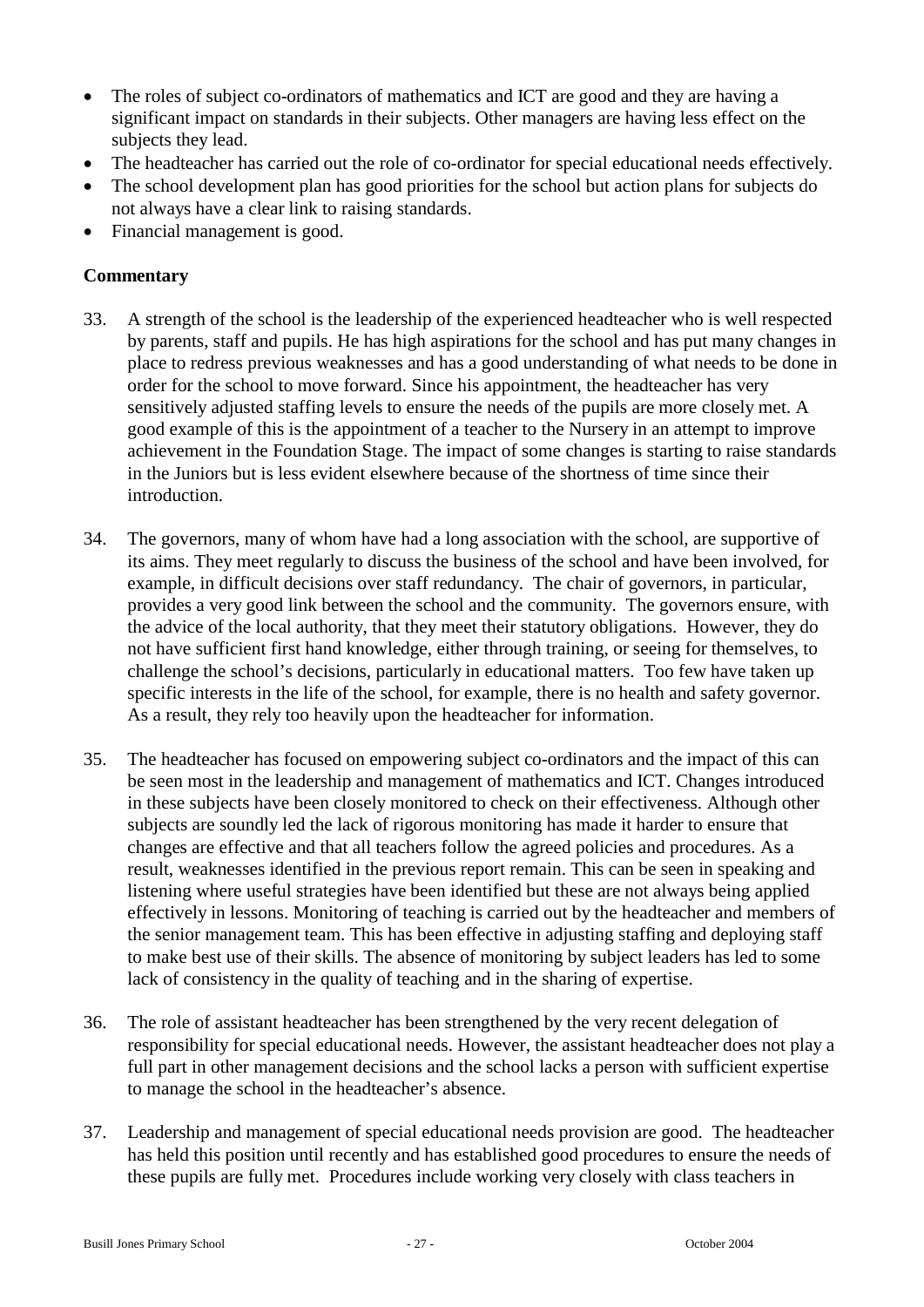- The roles of subject co-ordinators of mathematics and ICT are good and they are having a significant impact on standards in their subjects. Other managers are having less effect on the subjects they lead.
- The headteacher has carried out the role of co-ordinator for special educational needs effectively.
- The school development plan has good priorities for the school but action plans for subjects do not always have a clear link to raising standards.
- Financial management is good.

### Commentary

33. A strength of the school is the leadership of the experienced headteacher who is well respected by parents, staff and pupils. He has high aspirations for the school and has put many changes in place to redress previous weaknesses and has a good understanding of what needs to be done in order for the school to move forward. Since his appointment, the headteacher has very sensitively adjusted staffing levels to ensure the needs of the pupils are more closely met. A good example of this is the appointment of a teacher to the Nursery in an attempt to improve achievement in the Foundation Stage. The impact of some changes is starting to raise standards in the Juniors but is less evident elsewhere because of the shortness of time since their introduction.

34. The governors, many of whom have had a long association with the school, are supportive of its aims. They meet regularly to discuss the business of the school and have been involved, for example, in difficult decisions over staff redundancy. The chair of governors, in particular, provides a very good link between the school and the community. The governors ensure, with the advice of the local authority, that they meet their statutory obligations. However, they do not have sufficient first hand knowledge, either through training, or seeing for themselves, to challenge the school's decisions, particularly in educational matters. Too few have taken up specific interests in the life of the school, for example, there is no health and safety governor. As a result, they rely too heavily upon the headteacher for information.

35. The headteacher has focused on empowering subject co-ordinators and the impact of this can be seen most in the leadership and management of mathematics and ICT. Changes introduced in these subjects have been closely monitored to check on their effectiveness. Although other subjects are soundly led the lack of rigorous monitoring has made it harder to ensure that changes are effective and that all teachers follow the agreed policies and procedures. As a result, weaknesses identified in the previous report remain. This can be seen in speaking and listening where useful strategies have been identified but these are not always being applied effectively in lessons. Monitoring of teaching is carried out by the headteacher and members of the senior management team. This has been effective in adjusting staffing and deploying staff to make best use of their skills. The absence of monitoring by subject leaders has led to some lack of consistency in the quality of teaching and in the sharing of expertise.

36. The role of assistant headteacher has been strengthened by the very recent delegation of responsibility for special educational needs. However, the assistant headteacher does not play a full part in other management decisions and the school lacks a person with sufficient expertise to manage the school in the headteacher's absence.

37. Leadership and management of special educational needs provision are good. The headteacher has held this position until recently and has established good procedures to ensure the needs of these pupils are fully met. Procedures include working very closely with class teachers in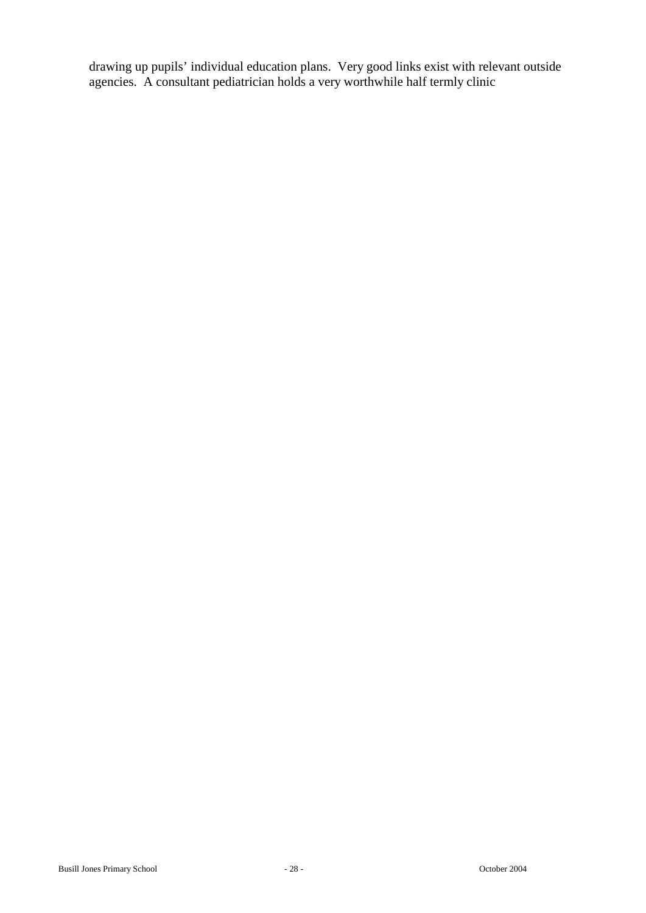drawing up pupils' individual education plans. Very good links exist with relevant outside agencies. A consultant pediatrician holds a very worthwhile half termly clinic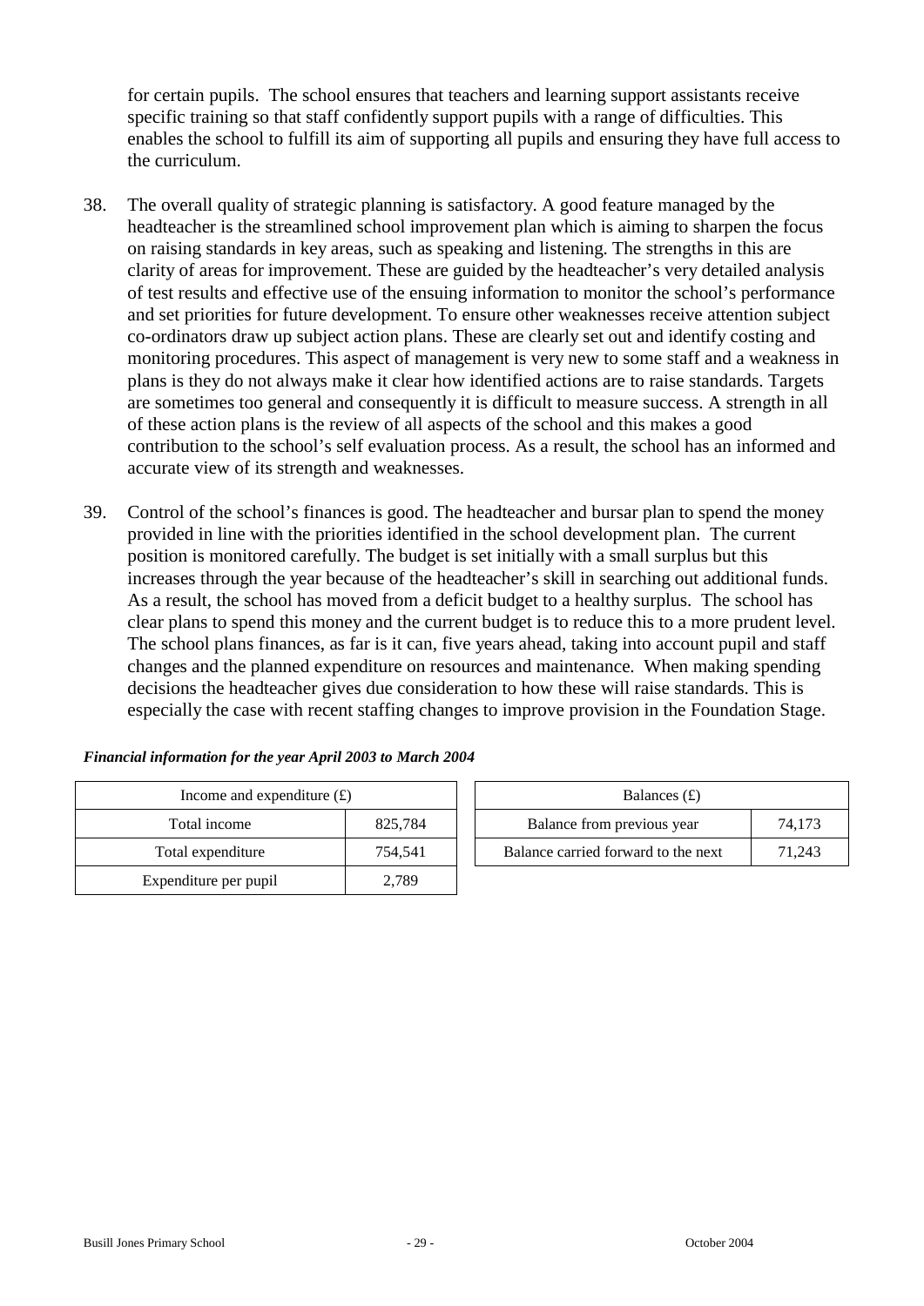for certain pupils. The school ensures that teachers and learning support assistants receive specific training so that staff confidently support pupils with a range of difficulties. This enables the school to fulfill its aim of supporting all pupils and ensuring they have full access to the curriculum.

38. The overall quality of strategic planning is satisfactory. A good feature managed by the headteacher is the streamlined school improvement plan which is aiming to sharpen the focus on raising standards in key areas, such as speaking and listening. The strengths in this are clarity of areas for improvement. These are guided by the headteacher's very detailed analysis of test results and effective use of the ensuing information to monitor the school's performance and set priorities for future development. To ensure other weaknesses receive attention subject co-ordinators draw up subject action plans. These are clearly set out and identify costing and monitoring procedures. This aspect of management is very new to some staff and a weakness in plans is they do not always make it clear how identified actions are to raise standards. Targets are sometimes too general and consequently it is difficult to measure success. A strength in all of these action plans is the review of all aspects of the school and this makes a good contribution to the school's self evaluation process. As a result, the school has an informed and accurate view of its strength and weaknesses.

39. Control of the school's finances is good. The headteacher and bursar plan to spend the money provided in line with the priorities identified in the school development plan. The current position is monitored carefully. The budget is set initially with a small surplus but this increases through the year because of the headteacher's skill in searching out additional funds. As a result, the school has moved from a deficit budget to a healthy surplus. The school has clear plans to spend this money and the current budget is to reduce this to a more prudent level. The school plans finances, as far is it can, five years ahead, taking into account pupil and staff changes and the planned expenditure on resources and maintenance. When making spending decisions the headteacher gives due consideration to how these will raise standards. This is especially the case with recent staffing changes to improve provision in the Foundation Stage.

***Financial information for the year April 2003 to March 2004***

| Income and expenditure (£) | |
|---|---|
| Total income | 825,784 |
| Total expenditure | 754,541 |
| Expenditure per pupil | 2,789 |

| Balances (£) | |
|---|---|
| Balance from previous year | 74,173 |
| Balance carried forward to the next | 71,243 |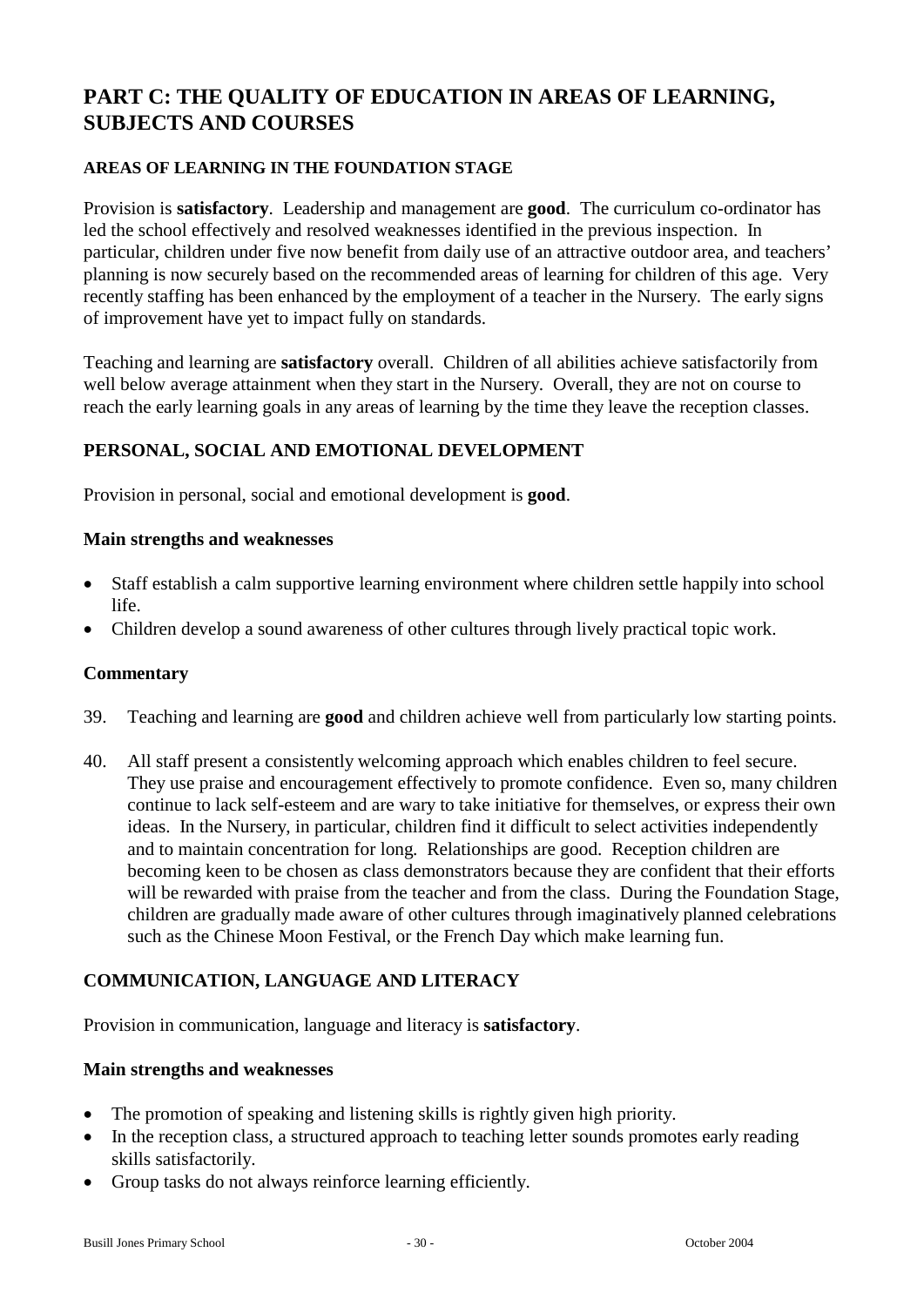# PART C: THE QUALITY OF EDUCATION IN AREAS OF LEARNING, SUBJECTS AND COURSES

### AREAS OF LEARNING IN THE FOUNDATION STAGE

Provision is **satisfactory**. Leadership and management are **good**. The curriculum co-ordinator has led the school effectively and resolved weaknesses identified in the previous inspection. In particular, children under five now benefit from daily use of an attractive outdoor area, and teachers' planning is now securely based on the recommended areas of learning for children of this age. Very recently staffing has been enhanced by the employment of a teacher in the Nursery. The early signs of improvement have yet to impact fully on standards.

Teaching and learning are **satisfactory** overall. Children of all abilities achieve satisfactorily from well below average attainment when they start in the Nursery. Overall, they are not on course to reach the early learning goals in any areas of learning by the time they leave the reception classes.

## PERSONAL, SOCIAL AND EMOTIONAL DEVELOPMENT

Provision in personal, social and emotional development is **good**.

### Main strengths and weaknesses

- Staff establish a calm supportive learning environment where children settle happily into school life.
- Children develop a sound awareness of other cultures through lively practical topic work.

### Commentary

39. Teaching and learning are **good** and children achieve well from particularly low starting points.

40. All staff present a consistently welcoming approach which enables children to feel secure. They use praise and encouragement effectively to promote confidence. Even so, many children continue to lack self-esteem and are wary to take initiative for themselves, or express their own ideas. In the Nursery, in particular, children find it difficult to select activities independently and to maintain concentration for long. Relationships are good. Reception children are becoming keen to be chosen as class demonstrators because they are confident that their efforts will be rewarded with praise from the teacher and from the class. During the Foundation Stage, children are gradually made aware of other cultures through imaginatively planned celebrations such as the Chinese Moon Festival, or the French Day which make learning fun.

## COMMUNICATION, LANGUAGE AND LITERACY

Provision in communication, language and literacy is **satisfactory**.

### Main strengths and weaknesses

- The promotion of speaking and listening skills is rightly given high priority.
- In the reception class, a structured approach to teaching letter sounds promotes early reading skills satisfactorily.
- Group tasks do not always reinforce learning efficiently.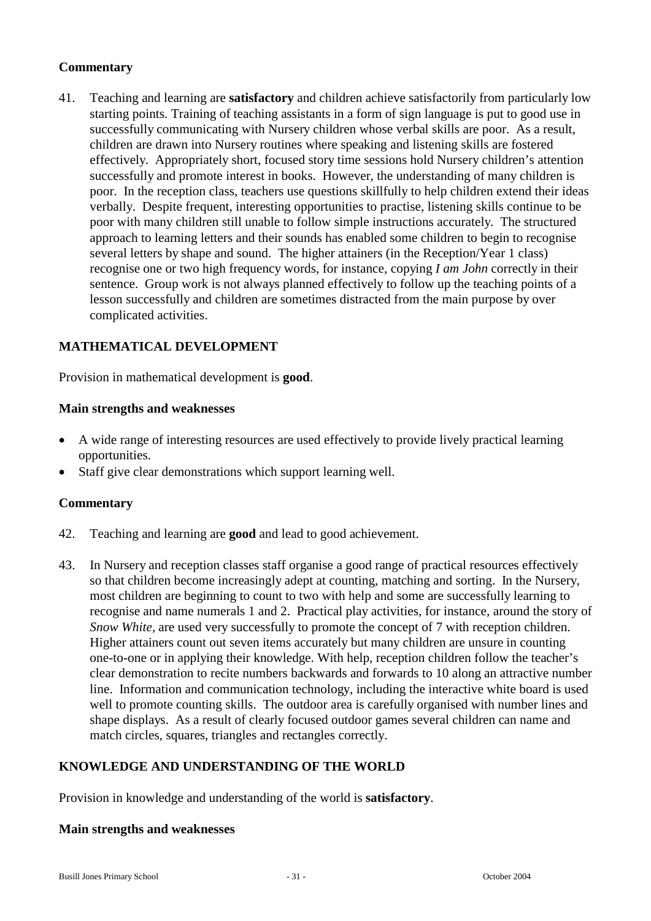### Commentary

41. Teaching and learning are **satisfactory** and children achieve satisfactorily from particularly low starting points. Training of teaching assistants in a form of sign language is put to good use in successfully communicating with Nursery children whose verbal skills are poor. As a result, children are drawn into Nursery routines where speaking and listening skills are fostered effectively. Appropriately short, focused story time sessions hold Nursery children's attention successfully and promote interest in books. However, the understanding of many children is poor. In the reception class, teachers use questions skillfully to help children extend their ideas verbally. Despite frequent, interesting opportunities to practise, listening skills continue to be poor with many children still unable to follow simple instructions accurately. The structured approach to learning letters and their sounds has enabled some children to begin to recognise several letters by shape and sound. The higher attainers (in the Reception/Year 1 class) recognise one or two high frequency words, for instance, copying *I am John* correctly in their sentence. Group work is not always planned effectively to follow up the teaching points of a lesson successfully and children are sometimes distracted from the main purpose by over complicated activities.

## MATHEMATICAL DEVELOPMENT

Provision in mathematical development is **good**.

### Main strengths and weaknesses

- A wide range of interesting resources are used effectively to provide lively practical learning opportunities.
- Staff give clear demonstrations which support learning well.

### Commentary

42. Teaching and learning are **good** and lead to good achievement.

43. In Nursery and reception classes staff organise a good range of practical resources effectively so that children become increasingly adept at counting, matching and sorting. In the Nursery, most children are beginning to count to two with help and some are successfully learning to recognise and name numerals 1 and 2. Practical play activities, for instance, around the story of *Snow White*, are used very successfully to promote the concept of 7 with reception children. Higher attainers count out seven items accurately but many children are unsure in counting one-to-one or in applying their knowledge. With help, reception children follow the teacher's clear demonstration to recite numbers backwards and forwards to 10 along an attractive number line. Information and communication technology, including the interactive white board is used well to promote counting skills. The outdoor area is carefully organised with number lines and shape displays. As a result of clearly focused outdoor games several children can name and match circles, squares, triangles and rectangles correctly.

## KNOWLEDGE AND UNDERSTANDING OF THE WORLD

Provision in knowledge and understanding of the world is **satisfactory**.

### Main strengths and weaknesses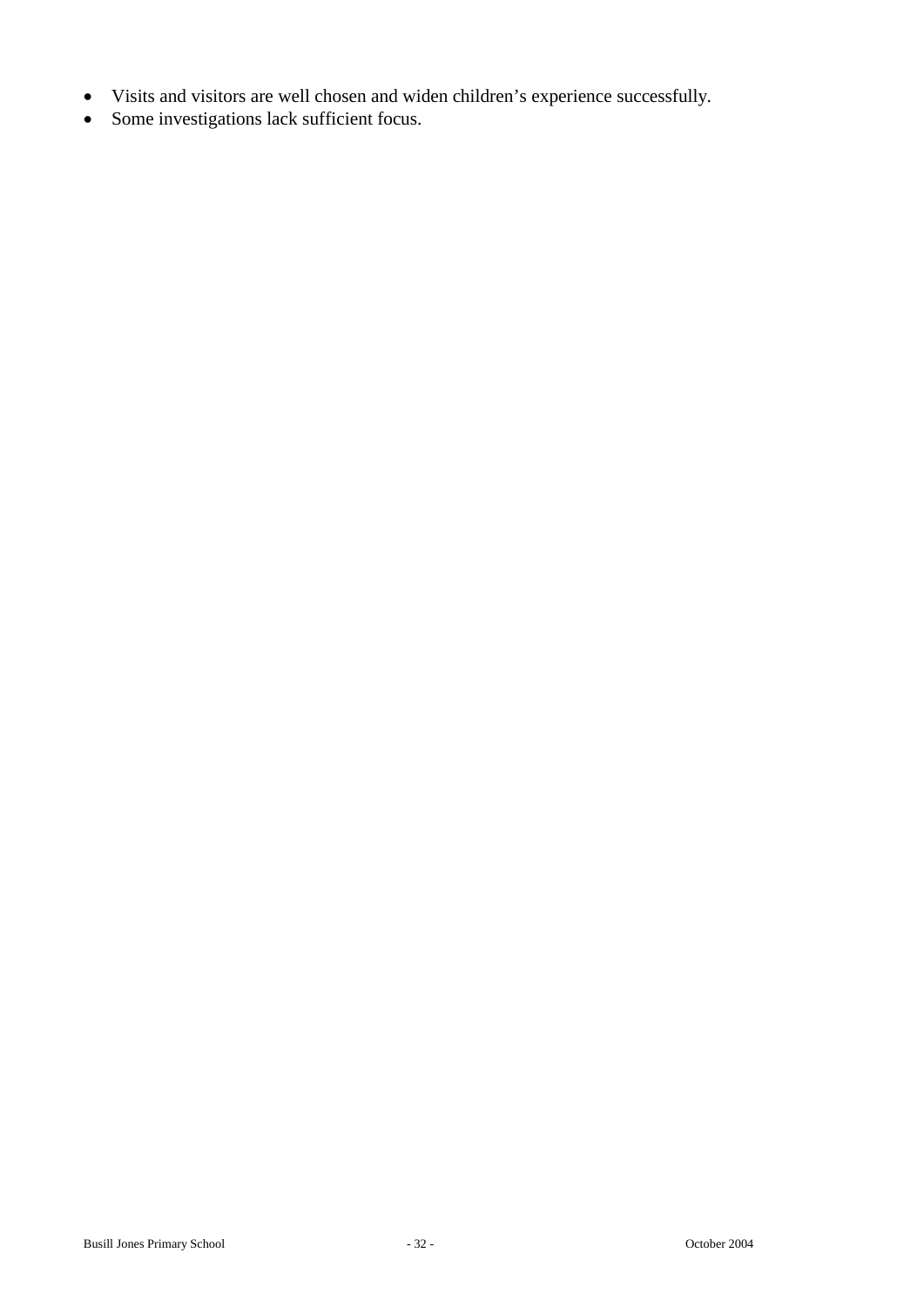- Visits and visitors are well chosen and widen children’s experience successfully.
- Some investigations lack sufficient focus.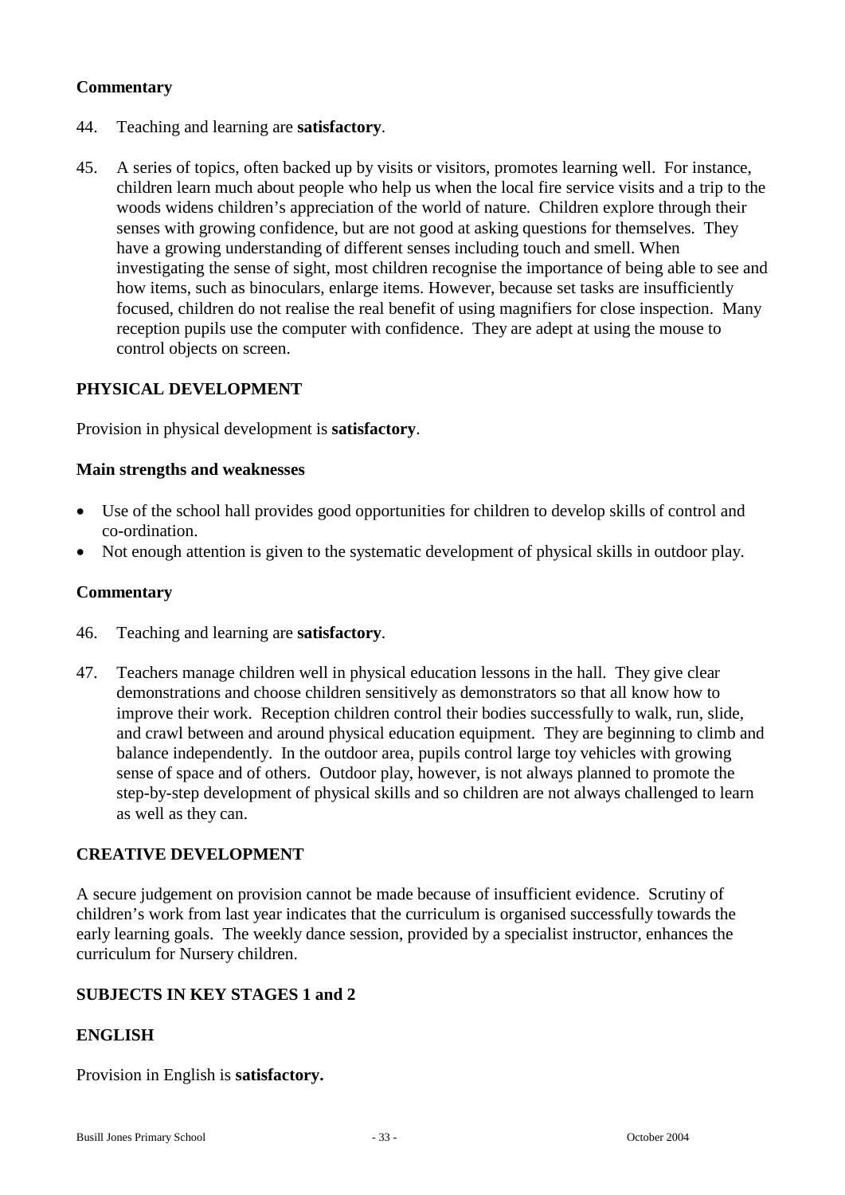### Commentary

44. Teaching and learning are **satisfactory**.

45. A series of topics, often backed up by visits or visitors, promotes learning well. For instance, children learn much about people who help us when the local fire service visits and a trip to the woods widens children's appreciation of the world of nature. Children explore through their senses with growing confidence, but are not good at asking questions for themselves. They have a growing understanding of different senses including touch and smell. When investigating the sense of sight, most children recognise the importance of being able to see and how items, such as binoculars, enlarge items. However, because set tasks are insufficiently focused, children do not realise the real benefit of using magnifiers for close inspection. Many reception pupils use the computer with confidence. They are adept at using the mouse to control objects on screen.

## PHYSICAL DEVELOPMENT

Provision in physical development is **satisfactory**.

### Main strengths and weaknesses

- Use of the school hall provides good opportunities for children to develop skills of control and co-ordination.
- Not enough attention is given to the systematic development of physical skills in outdoor play.

### Commentary

46. Teaching and learning are **satisfactory**.

47. Teachers manage children well in physical education lessons in the hall. They give clear demonstrations and choose children sensitively as demonstrators so that all know how to improve their work. Reception children control their bodies successfully to walk, run, slide, and crawl between and around physical education equipment. They are beginning to climb and balance independently. In the outdoor area, pupils control large toy vehicles with growing sense of space and of others. Outdoor play, however, is not always planned to promote the step-by-step development of physical skills and so children are not always challenged to learn as well as they can.

## CREATIVE DEVELOPMENT

A secure judgement on provision cannot be made because of insufficient evidence. Scrutiny of children's work from last year indicates that the curriculum is organised successfully towards the early learning goals. The weekly dance session, provided by a specialist instructor, enhances the curriculum for Nursery children.

## SUBJECTS IN KEY STAGES 1 and 2

## ENGLISH

Provision in English is **satisfactory.**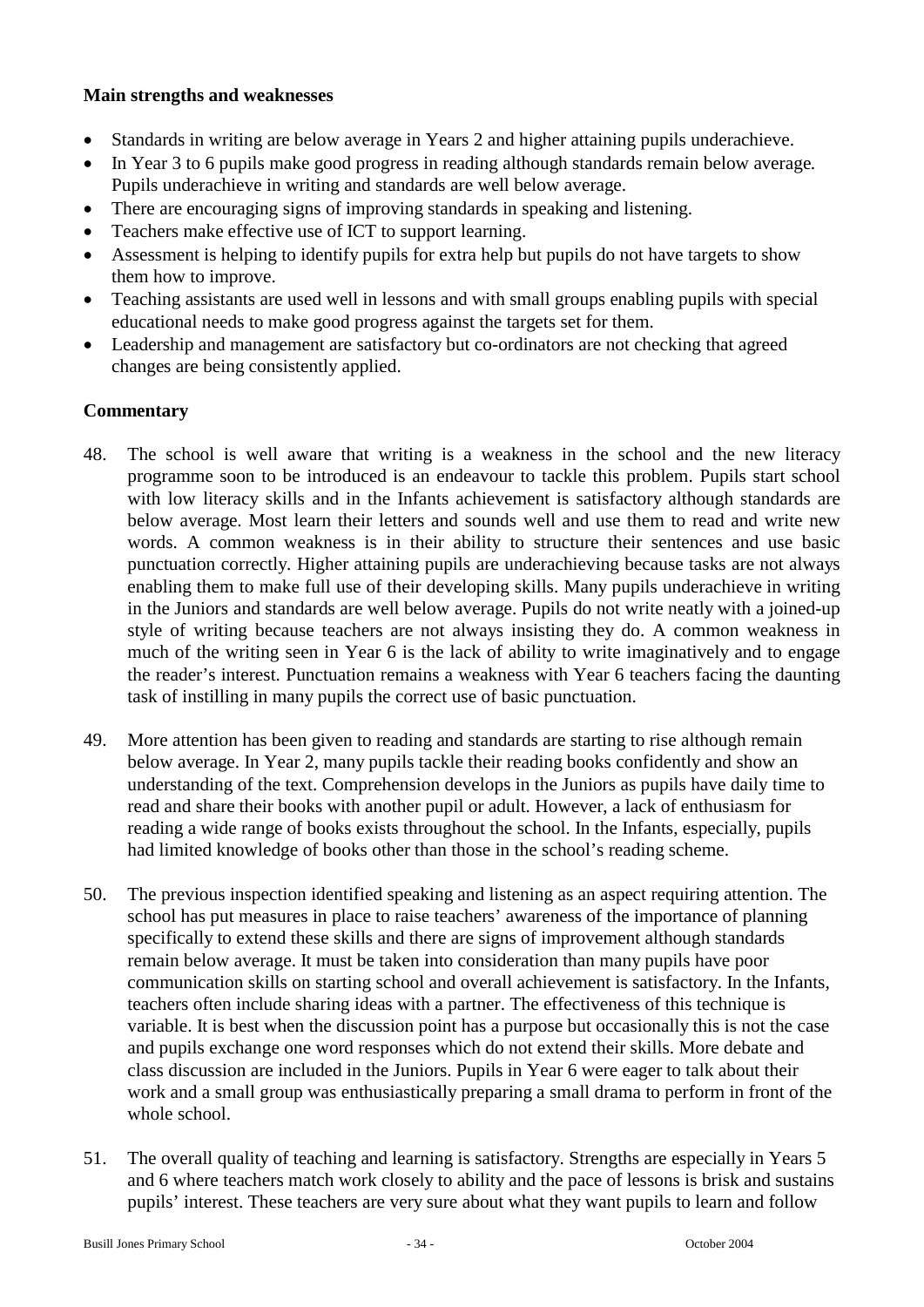**Main strengths and weaknesses**

- Standards in writing are below average in Years 2 and higher attaining pupils underachieve.
- In Year 3 to 6 pupils make good progress in reading although standards remain below average. Pupils underachieve in writing and standards are well below average.
- There are encouraging signs of improving standards in speaking and listening.
- Teachers make effective use of ICT to support learning.
- Assessment is helping to identify pupils for extra help but pupils do not have targets to show them how to improve.
- Teaching assistants are used well in lessons and with small groups enabling pupils with special educational needs to make good progress against the targets set for them.
- Leadership and management are satisfactory but co-ordinators are not checking that agreed changes are being consistently applied.

**Commentary**

48. The school is well aware that writing is a weakness in the school and the new literacy programme soon to be introduced is an endeavour to tackle this problem. Pupils start school with low literacy skills and in the Infants achievement is satisfactory although standards are below average. Most learn their letters and sounds well and use them to read and write new words. A common weakness is in their ability to structure their sentences and use basic punctuation correctly. Higher attaining pupils are underachieving because tasks are not always enabling them to make full use of their developing skills. Many pupils underachieve in writing in the Juniors and standards are well below average. Pupils do not write neatly with a joined-up style of writing because teachers are not always insisting they do. A common weakness in much of the writing seen in Year 6 is the lack of ability to write imaginatively and to engage the reader's interest. Punctuation remains a weakness with Year 6 teachers facing the daunting task of instilling in many pupils the correct use of basic punctuation.

49. More attention has been given to reading and standards are starting to rise although remain below average. In Year 2, many pupils tackle their reading books confidently and show an understanding of the text. Comprehension develops in the Juniors as pupils have daily time to read and share their books with another pupil or adult. However, a lack of enthusiasm for reading a wide range of books exists throughout the school. In the Infants, especially, pupils had limited knowledge of books other than those in the school's reading scheme.

50. The previous inspection identified speaking and listening as an aspect requiring attention. The school has put measures in place to raise teachers' awareness of the importance of planning specifically to extend these skills and there are signs of improvement although standards remain below average. It must be taken into consideration than many pupils have poor communication skills on starting school and overall achievement is satisfactory. In the Infants, teachers often include sharing ideas with a partner. The effectiveness of this technique is variable. It is best when the discussion point has a purpose but occasionally this is not the case and pupils exchange one word responses which do not extend their skills. More debate and class discussion are included in the Juniors. Pupils in Year 6 were eager to talk about their work and a small group was enthusiastically preparing a small drama to perform in front of the whole school.

51. The overall quality of teaching and learning is satisfactory. Strengths are especially in Years 5 and 6 where teachers match work closely to ability and the pace of lessons is brisk and sustains pupils' interest. These teachers are very sure about what they want pupils to learn and follow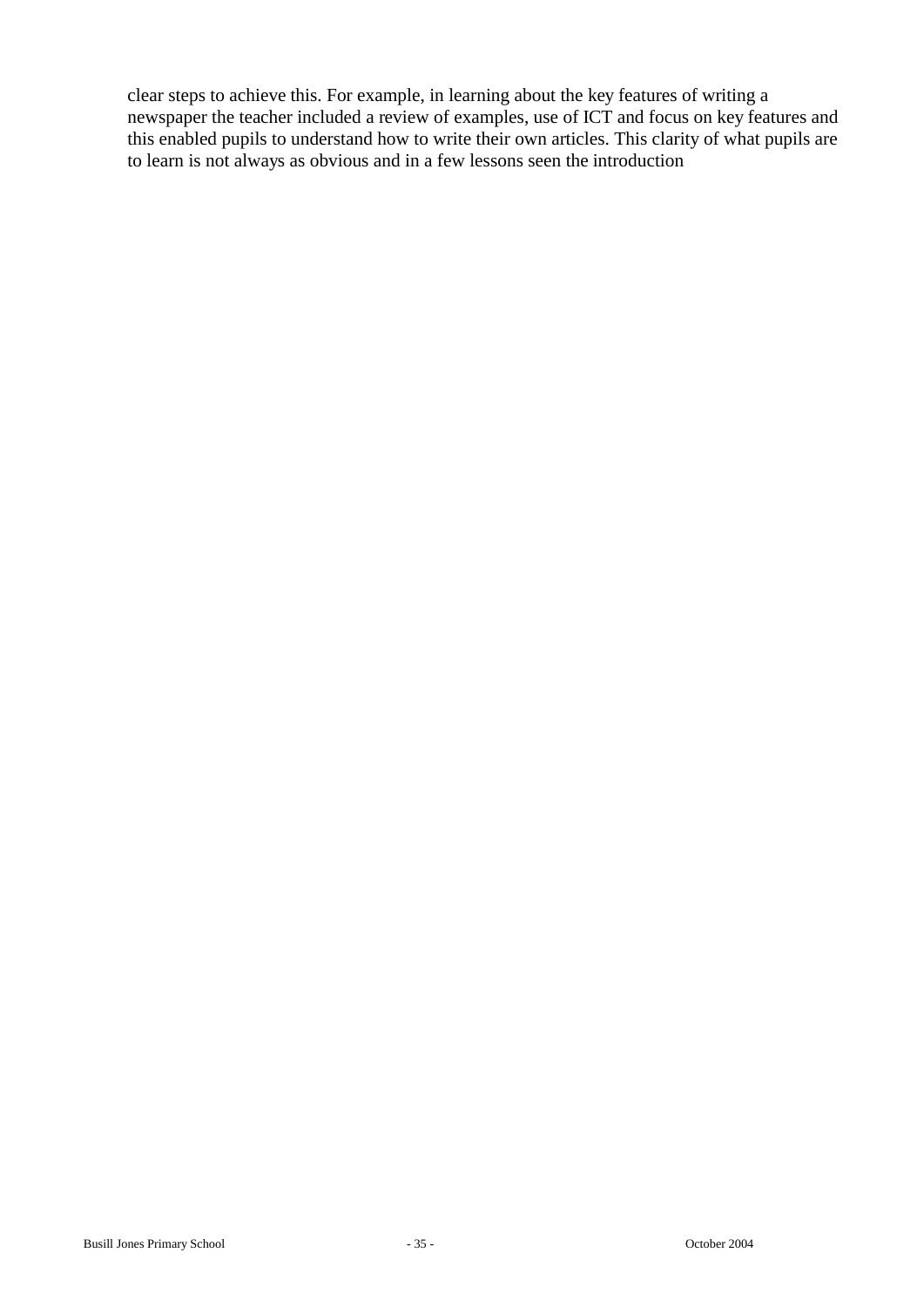clear steps to achieve this. For example, in learning about the key features of writing a newspaper the teacher included a review of examples, use of ICT and focus on key features and this enabled pupils to understand how to write their own articles. This clarity of what pupils are to learn is not always as obvious and in a few lessons seen the introduction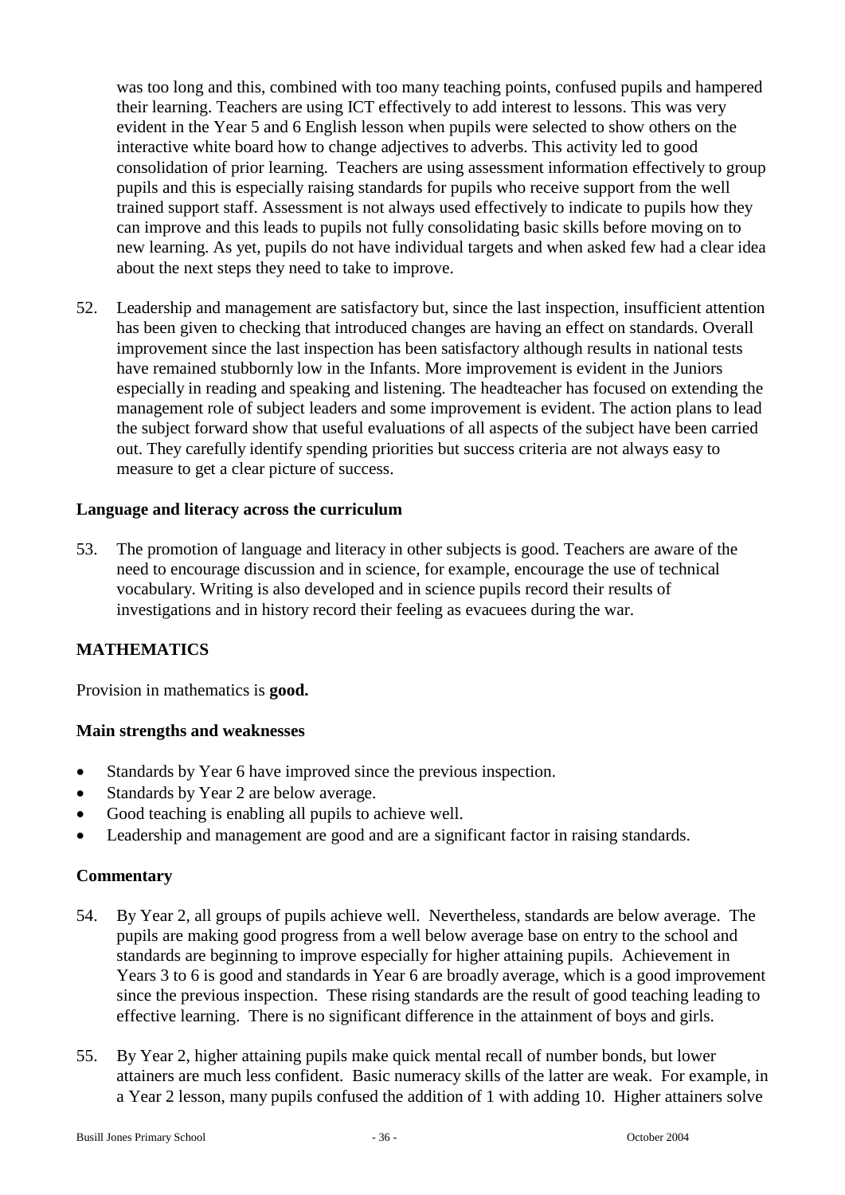was too long and this, combined with too many teaching points, confused pupils and hampered their learning. Teachers are using ICT effectively to add interest to lessons. This was very evident in the Year 5 and 6 English lesson when pupils were selected to show others on the interactive white board how to change adjectives to adverbs. This activity led to good consolidation of prior learning. Teachers are using assessment information effectively to group pupils and this is especially raising standards for pupils who receive support from the well trained support staff. Assessment is not always used effectively to indicate to pupils how they can improve and this leads to pupils not fully consolidating basic skills before moving on to new learning. As yet, pupils do not have individual targets and when asked few had a clear idea about the next steps they need to take to improve.

52. Leadership and management are satisfactory but, since the last inspection, insufficient attention has been given to checking that introduced changes are having an effect on standards. Overall improvement since the last inspection has been satisfactory although results in national tests have remained stubbornly low in the Infants. More improvement is evident in the Juniors especially in reading and speaking and listening. The headteacher has focused on extending the management role of subject leaders and some improvement is evident. The action plans to lead the subject forward show that useful evaluations of all aspects of the subject have been carried out. They carefully identify spending priorities but success criteria are not always easy to measure to get a clear picture of success.

### Language and literacy across the curriculum

53. The promotion of language and literacy in other subjects is good. Teachers are aware of the need to encourage discussion and in science, for example, encourage the use of technical vocabulary. Writing is also developed and in science pupils record their results of investigations and in history record their feeling as evacuees during the war.

## MATHEMATICS

Provision in mathematics is **good.**

### Main strengths and weaknesses

- Standards by Year 6 have improved since the previous inspection.
- Standards by Year 2 are below average.
- Good teaching is enabling all pupils to achieve well.
- Leadership and management are good and are a significant factor in raising standards.

### Commentary

54. By Year 2, all groups of pupils achieve well. Nevertheless, standards are below average. The pupils are making good progress from a well below average base on entry to the school and standards are beginning to improve especially for higher attaining pupils. Achievement in Years 3 to 6 is good and standards in Year 6 are broadly average, which is a good improvement since the previous inspection. These rising standards are the result of good teaching leading to effective learning. There is no significant difference in the attainment of boys and girls.

55. By Year 2, higher attaining pupils make quick mental recall of number bonds, but lower attainers are much less confident. Basic numeracy skills of the latter are weak. For example, in a Year 2 lesson, many pupils confused the addition of 1 with adding 10. Higher attainers solve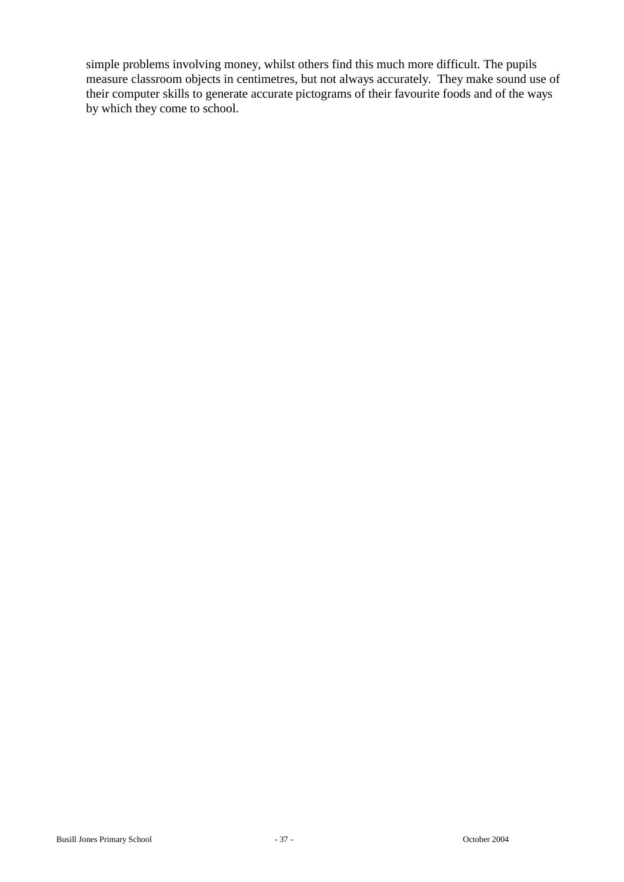simple problems involving money, whilst others find this much more difficult. The pupils measure classroom objects in centimetres, but not always accurately. They make sound use of their computer skills to generate accurate pictograms of their favourite foods and of the ways by which they come to school.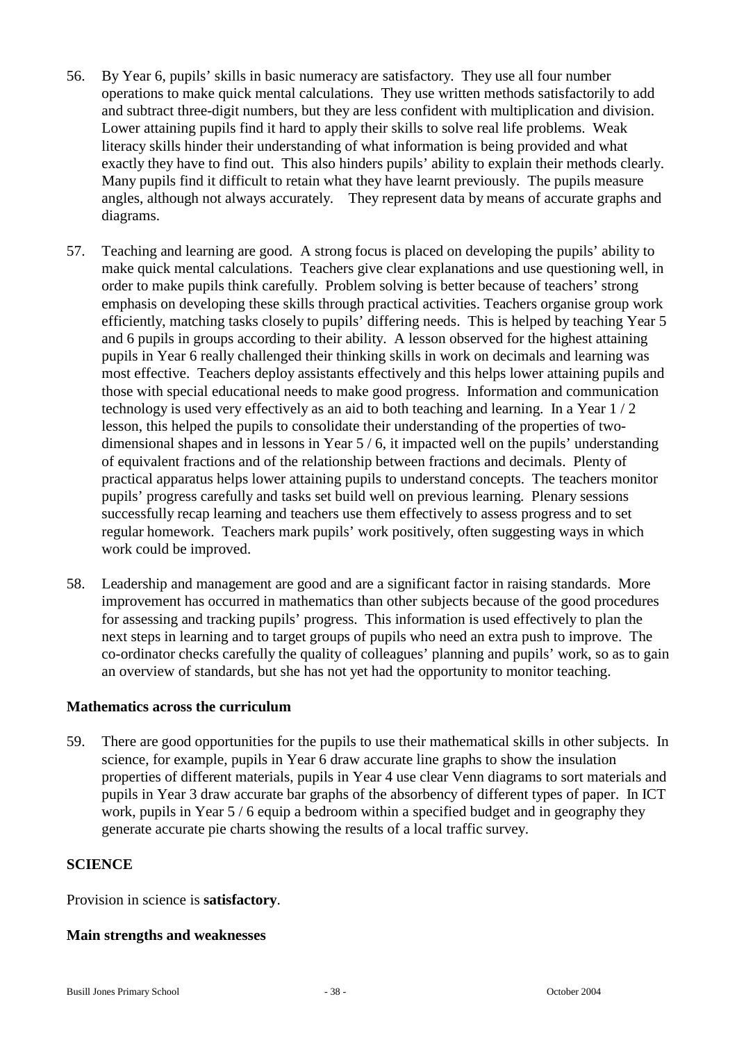56. By Year 6, pupils' skills in basic numeracy are satisfactory. They use all four number operations to make quick mental calculations. They use written methods satisfactorily to add and subtract three-digit numbers, but they are less confident with multiplication and division. Lower attaining pupils find it hard to apply their skills to solve real life problems. Weak literacy skills hinder their understanding of what information is being provided and what exactly they have to find out. This also hinders pupils' ability to explain their methods clearly. Many pupils find it difficult to retain what they have learnt previously. The pupils measure angles, although not always accurately. They represent data by means of accurate graphs and diagrams.

57. Teaching and learning are good. A strong focus is placed on developing the pupils' ability to make quick mental calculations. Teachers give clear explanations and use questioning well, in order to make pupils think carefully. Problem solving is better because of teachers' strong emphasis on developing these skills through practical activities. Teachers organise group work efficiently, matching tasks closely to pupils' differing needs. This is helped by teaching Year 5 and 6 pupils in groups according to their ability. A lesson observed for the highest attaining pupils in Year 6 really challenged their thinking skills in work on decimals and learning was most effective. Teachers deploy assistants effectively and this helps lower attaining pupils and those with special educational needs to make good progress. Information and communication technology is used very effectively as an aid to both teaching and learning. In a Year 1 / 2 lesson, this helped the pupils to consolidate their understanding of the properties of two-dimensional shapes and in lessons in Year 5 / 6, it impacted well on the pupils' understanding of equivalent fractions and of the relationship between fractions and decimals. Plenty of practical apparatus helps lower attaining pupils to understand concepts. The teachers monitor pupils' progress carefully and tasks set build well on previous learning. Plenary sessions successfully recap learning and teachers use them effectively to assess progress and to set regular homework. Teachers mark pupils' work positively, often suggesting ways in which work could be improved.

58. Leadership and management are good and are a significant factor in raising standards. More improvement has occurred in mathematics than other subjects because of the good procedures for assessing and tracking pupils' progress. This information is used effectively to plan the next steps in learning and to target groups of pupils who need an extra push to improve. The co-ordinator checks carefully the quality of colleagues' planning and pupils' work, so as to gain an overview of standards, but she has not yet had the opportunity to monitor teaching.

### Mathematics across the curriculum

59. There are good opportunities for the pupils to use their mathematical skills in other subjects. In science, for example, pupils in Year 6 draw accurate line graphs to show the insulation properties of different materials, pupils in Year 4 use clear Venn diagrams to sort materials and pupils in Year 3 draw accurate bar graphs of the absorbency of different types of paper. In ICT work, pupils in Year 5 / 6 equip a bedroom within a specified budget and in geography they generate accurate pie charts showing the results of a local traffic survey.

## SCIENCE

Provision in science is **satisfactory**.

### Main strengths and weaknesses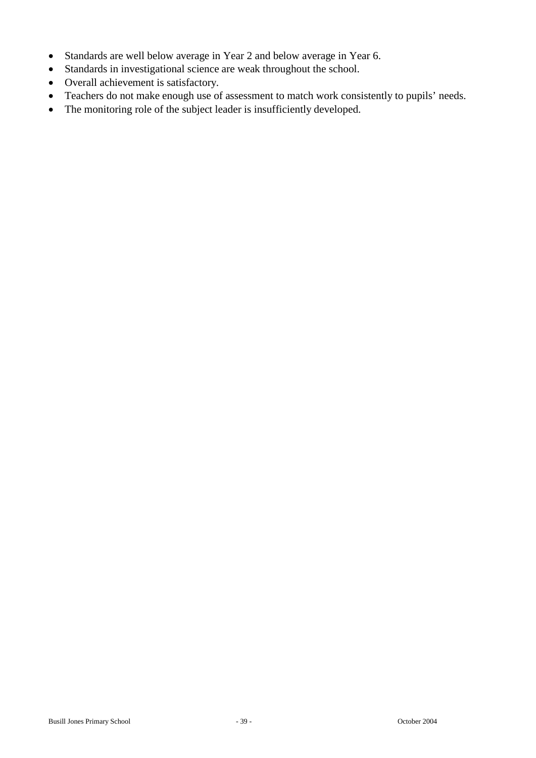- Standards are well below average in Year 2 and below average in Year 6.
- Standards in investigational science are weak throughout the school.
- Overall achievement is satisfactory.
- Teachers do not make enough use of assessment to match work consistently to pupils' needs.
- The monitoring role of the subject leader is insufficiently developed.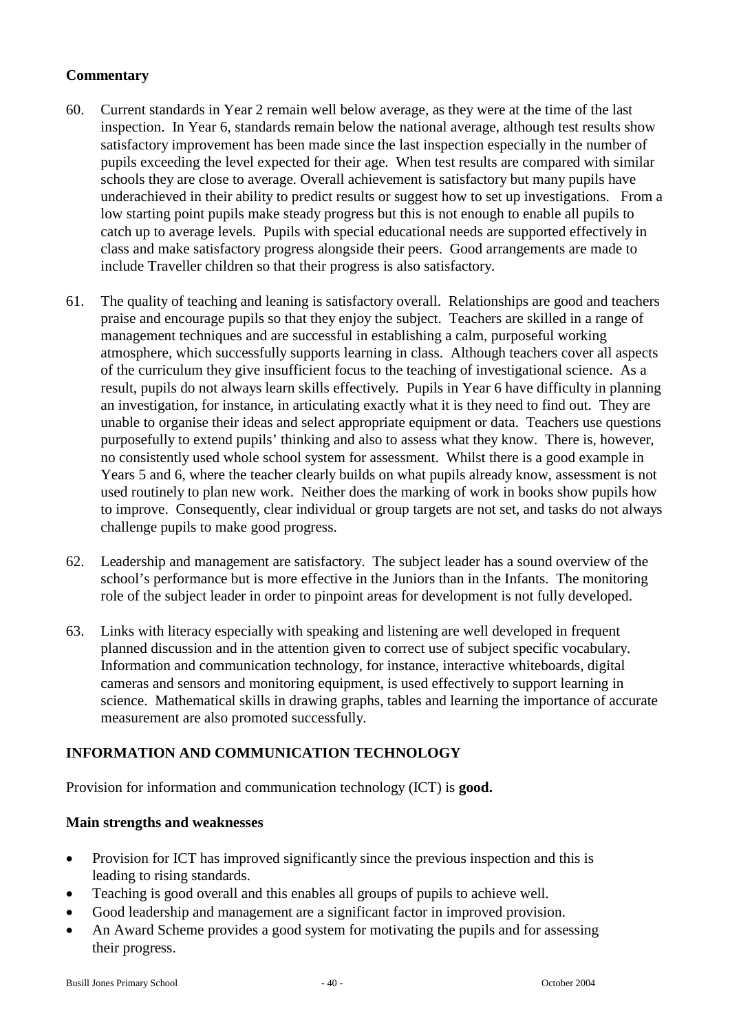### Commentary

60. Current standards in Year 2 remain well below average, as they were at the time of the last inspection. In Year 6, standards remain below the national average, although test results show satisfactory improvement has been made since the last inspection especially in the number of pupils exceeding the level expected for their age. When test results are compared with similar schools they are close to average. Overall achievement is satisfactory but many pupils have underachieved in their ability to predict results or suggest how to set up investigations. From a low starting point pupils make steady progress but this is not enough to enable all pupils to catch up to average levels. Pupils with special educational needs are supported effectively in class and make satisfactory progress alongside their peers. Good arrangements are made to include Traveller children so that their progress is also satisfactory.

61. The quality of teaching and leaning is satisfactory overall. Relationships are good and teachers praise and encourage pupils so that they enjoy the subject. Teachers are skilled in a range of management techniques and are successful in establishing a calm, purposeful working atmosphere, which successfully supports learning in class. Although teachers cover all aspects of the curriculum they give insufficient focus to the teaching of investigational science. As a result, pupils do not always learn skills effectively. Pupils in Year 6 have difficulty in planning an investigation, for instance, in articulating exactly what it is they need to find out. They are unable to organise their ideas and select appropriate equipment or data. Teachers use questions purposefully to extend pupils' thinking and also to assess what they know. There is, however, no consistently used whole school system for assessment. Whilst there is a good example in Years 5 and 6, where the teacher clearly builds on what pupils already know, assessment is not used routinely to plan new work. Neither does the marking of work in books show pupils how to improve. Consequently, clear individual or group targets are not set, and tasks do not always challenge pupils to make good progress.

62. Leadership and management are satisfactory. The subject leader has a sound overview of the school's performance but is more effective in the Juniors than in the Infants. The monitoring role of the subject leader in order to pinpoint areas for development is not fully developed.

63. Links with literacy especially with speaking and listening are well developed in frequent planned discussion and in the attention given to correct use of subject specific vocabulary. Information and communication technology, for instance, interactive whiteboards, digital cameras and sensors and monitoring equipment, is used effectively to support learning in science. Mathematical skills in drawing graphs, tables and learning the importance of accurate measurement are also promoted successfully.

## INFORMATION AND COMMUNICATION TECHNOLOGY

Provision for information and communication technology (ICT) is **good.**

### Main strengths and weaknesses

- Provision for ICT has improved significantly since the previous inspection and this is leading to rising standards.
- Teaching is good overall and this enables all groups of pupils to achieve well.
- Good leadership and management are a significant factor in improved provision.
- An Award Scheme provides a good system for motivating the pupils and for assessing their progress.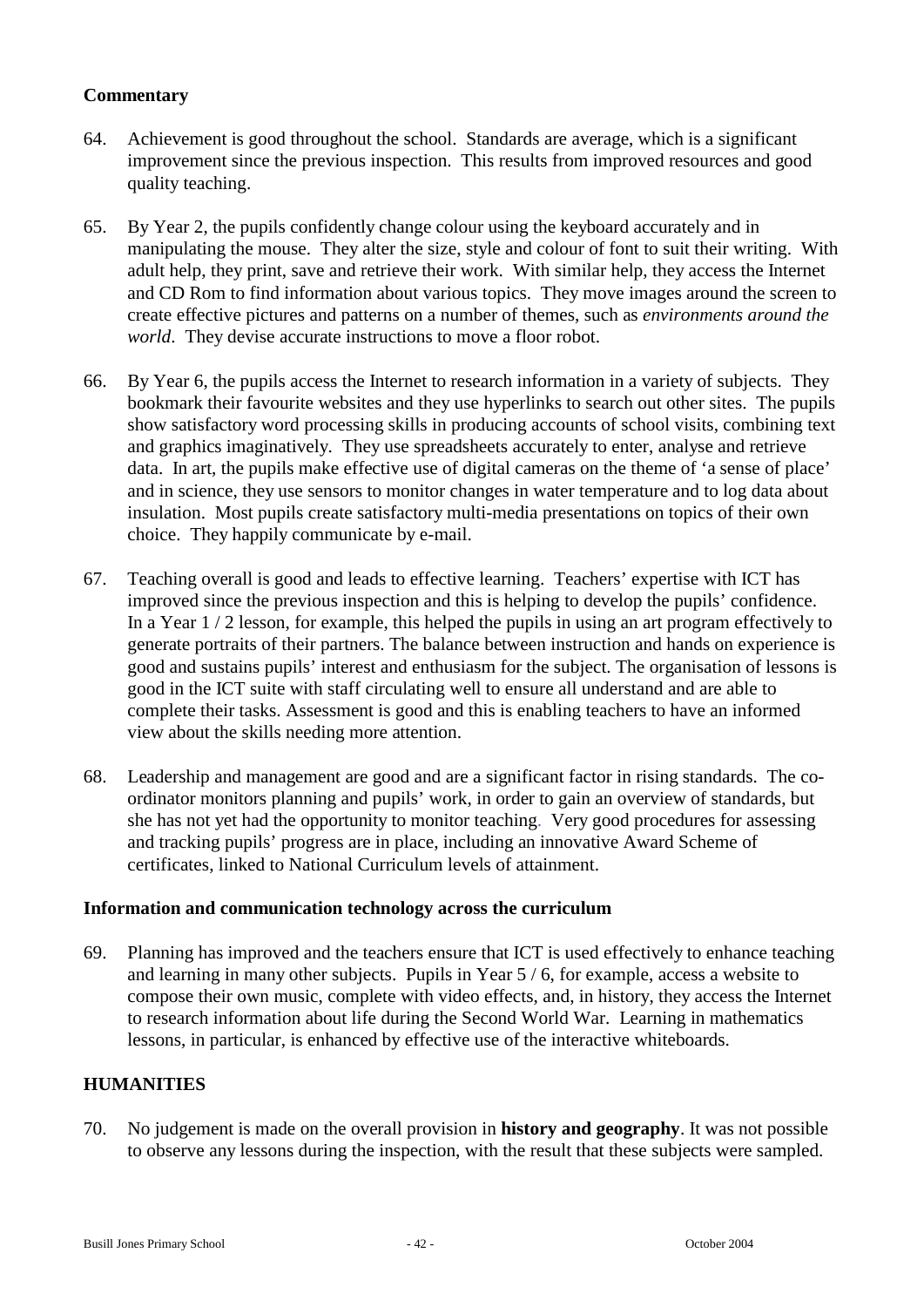**Commentary**

64. Achievement is good throughout the school. Standards are average, which is a significant improvement since the previous inspection. This results from improved resources and good quality teaching.

65. By Year 2, the pupils confidently change colour using the keyboard accurately and in manipulating the mouse. They alter the size, style and colour of font to suit their writing. With adult help, they print, save and retrieve their work. With similar help, they access the Internet and CD Rom to find information about various topics. They move images around the screen to create effective pictures and patterns on a number of themes, such as *environments around the world*. They devise accurate instructions to move a floor robot.

66. By Year 6, the pupils access the Internet to research information in a variety of subjects. They bookmark their favourite websites and they use hyperlinks to search out other sites. The pupils show satisfactory word processing skills in producing accounts of school visits, combining text and graphics imaginatively. They use spreadsheets accurately to enter, analyse and retrieve data. In art, the pupils make effective use of digital cameras on the theme of 'a sense of place' and in science, they use sensors to monitor changes in water temperature and to log data about insulation. Most pupils create satisfactory multi-media presentations on topics of their own choice. They happily communicate by e-mail.

67. Teaching overall is good and leads to effective learning. Teachers' expertise with ICT has improved since the previous inspection and this is helping to develop the pupils' confidence. In a Year 1 / 2 lesson, for example, this helped the pupils in using an art program effectively to generate portraits of their partners. The balance between instruction and hands on experience is good and sustains pupils' interest and enthusiasm for the subject. The organisation of lessons is good in the ICT suite with staff circulating well to ensure all understand and are able to complete their tasks. Assessment is good and this is enabling teachers to have an informed view about the skills needing more attention.

68. Leadership and management are good and are a significant factor in rising standards. The co-ordinator monitors planning and pupils' work, in order to gain an overview of standards, but she has not yet had the opportunity to monitor teaching. Very good procedures for assessing and tracking pupils' progress are in place, including an innovative Award Scheme of certificates, linked to National Curriculum levels of attainment.

**Information and communication technology across the curriculum**

69. Planning has improved and the teachers ensure that ICT is used effectively to enhance teaching and learning in many other subjects. Pupils in Year 5 / 6, for example, access a website to compose their own music, complete with video effects, and, in history, they access the Internet to research information about life during the Second World War. Learning in mathematics lessons, in particular, is enhanced by effective use of the interactive whiteboards.

## HUMANITIES

70. No judgement is made on the overall provision in **history and geography**. It was not possible to observe any lessons during the inspection, with the result that these subjects were sampled.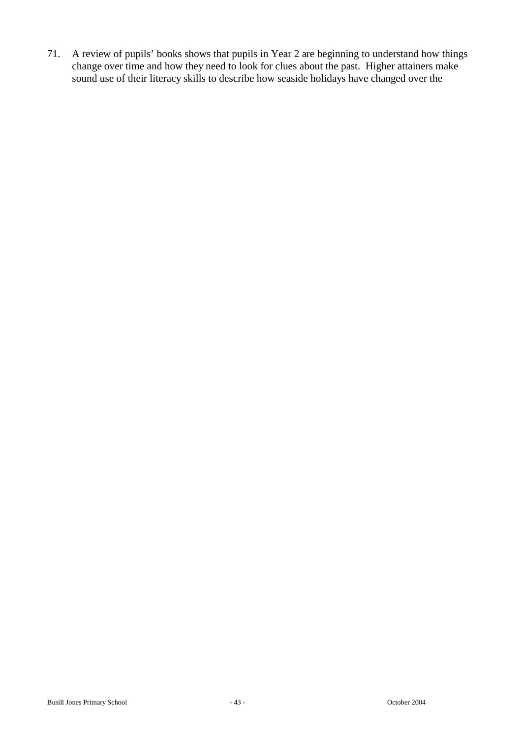71. A review of pupils' books shows that pupils in Year 2 are beginning to understand how things change over time and how they need to look for clues about the past. Higher attainers make sound use of their literacy skills to describe how seaside holidays have changed over the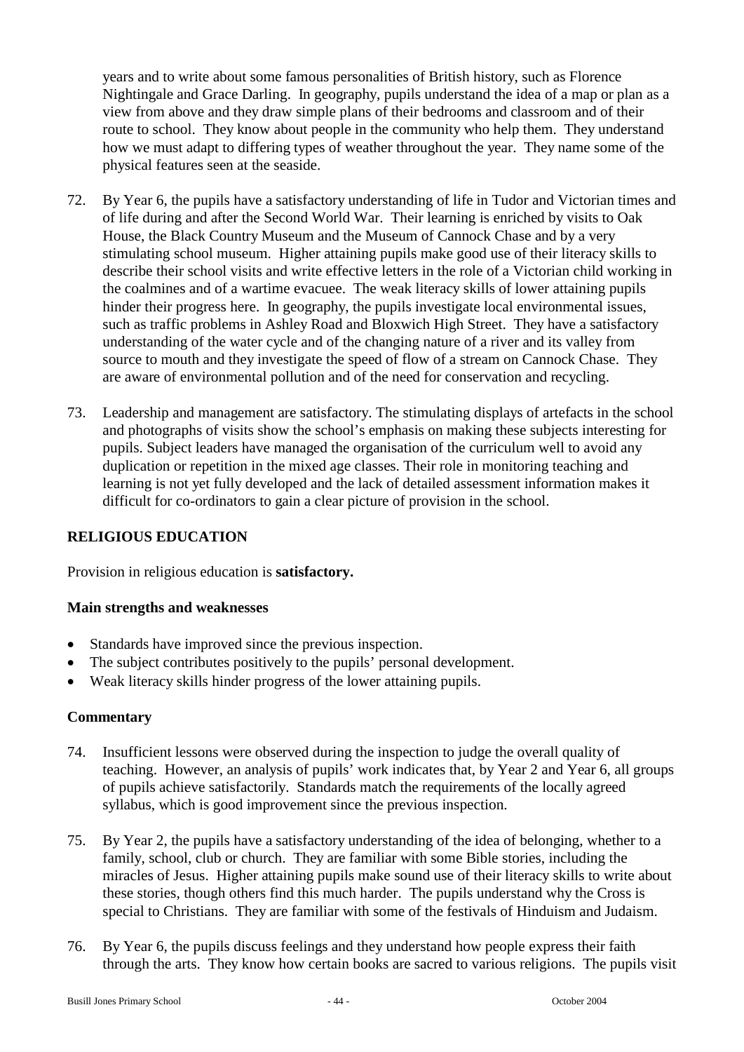years and to write about some famous personalities of British history, such as Florence Nightingale and Grace Darling. In geography, pupils understand the idea of a map or plan as a view from above and they draw simple plans of their bedrooms and classroom and of their route to school. They know about people in the community who help them. They understand how we must adapt to differing types of weather throughout the year. They name some of the physical features seen at the seaside.

72. By Year 6, the pupils have a satisfactory understanding of life in Tudor and Victorian times and of life during and after the Second World War. Their learning is enriched by visits to Oak House, the Black Country Museum and the Museum of Cannock Chase and by a very stimulating school museum. Higher attaining pupils make good use of their literacy skills to describe their school visits and write effective letters in the role of a Victorian child working in the coalmines and of a wartime evacuee. The weak literacy skills of lower attaining pupils hinder their progress here. In geography, the pupils investigate local environmental issues, such as traffic problems in Ashley Road and Bloxwich High Street. They have a satisfactory understanding of the water cycle and of the changing nature of a river and its valley from source to mouth and they investigate the speed of flow of a stream on Cannock Chase. They are aware of environmental pollution and of the need for conservation and recycling.

73. Leadership and management are satisfactory. The stimulating displays of artefacts in the school and photographs of visits show the school's emphasis on making these subjects interesting for pupils. Subject leaders have managed the organisation of the curriculum well to avoid any duplication or repetition in the mixed age classes. Their role in monitoring teaching and learning is not yet fully developed and the lack of detailed assessment information makes it difficult for co-ordinators to gain a clear picture of provision in the school.

## RELIGIOUS EDUCATION

Provision in religious education is **satisfactory.**

### Main strengths and weaknesses

- Standards have improved since the previous inspection.
- The subject contributes positively to the pupils' personal development.
- Weak literacy skills hinder progress of the lower attaining pupils.

### Commentary

74. Insufficient lessons were observed during the inspection to judge the overall quality of teaching. However, an analysis of pupils' work indicates that, by Year 2 and Year 6, all groups of pupils achieve satisfactorily. Standards match the requirements of the locally agreed syllabus, which is good improvement since the previous inspection.

75. By Year 2, the pupils have a satisfactory understanding of the idea of belonging, whether to a family, school, club or church. They are familiar with some Bible stories, including the miracles of Jesus. Higher attaining pupils make sound use of their literacy skills to write about these stories, though others find this much harder. The pupils understand why the Cross is special to Christians. They are familiar with some of the festivals of Hinduism and Judaism.

76. By Year 6, the pupils discuss feelings and they understand how people express their faith through the arts. They know how certain books are sacred to various religions. The pupils visit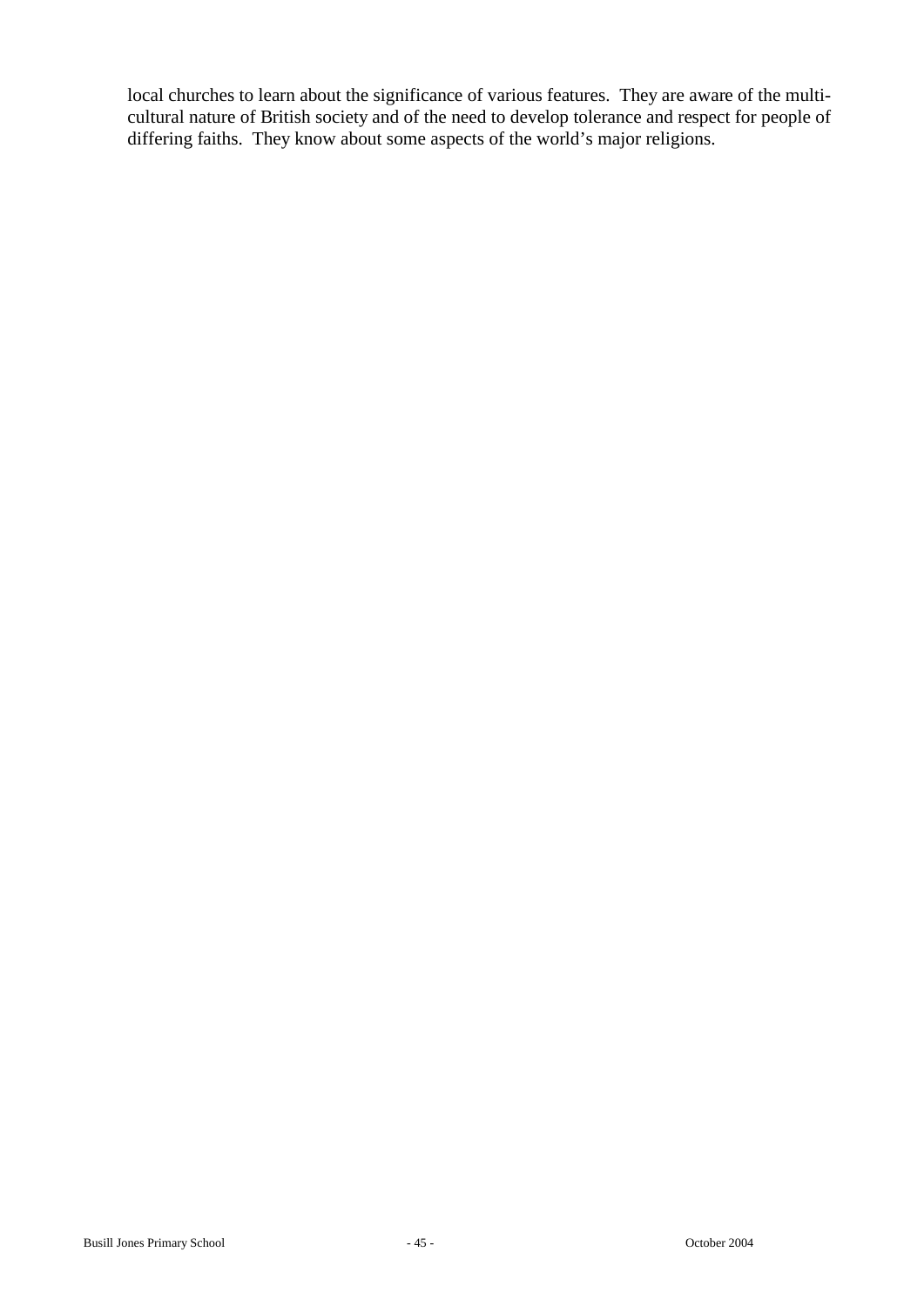local churches to learn about the significance of various features. They are aware of the multi-cultural nature of British society and of the need to develop tolerance and respect for people of differing faiths. They know about some aspects of the world's major religions.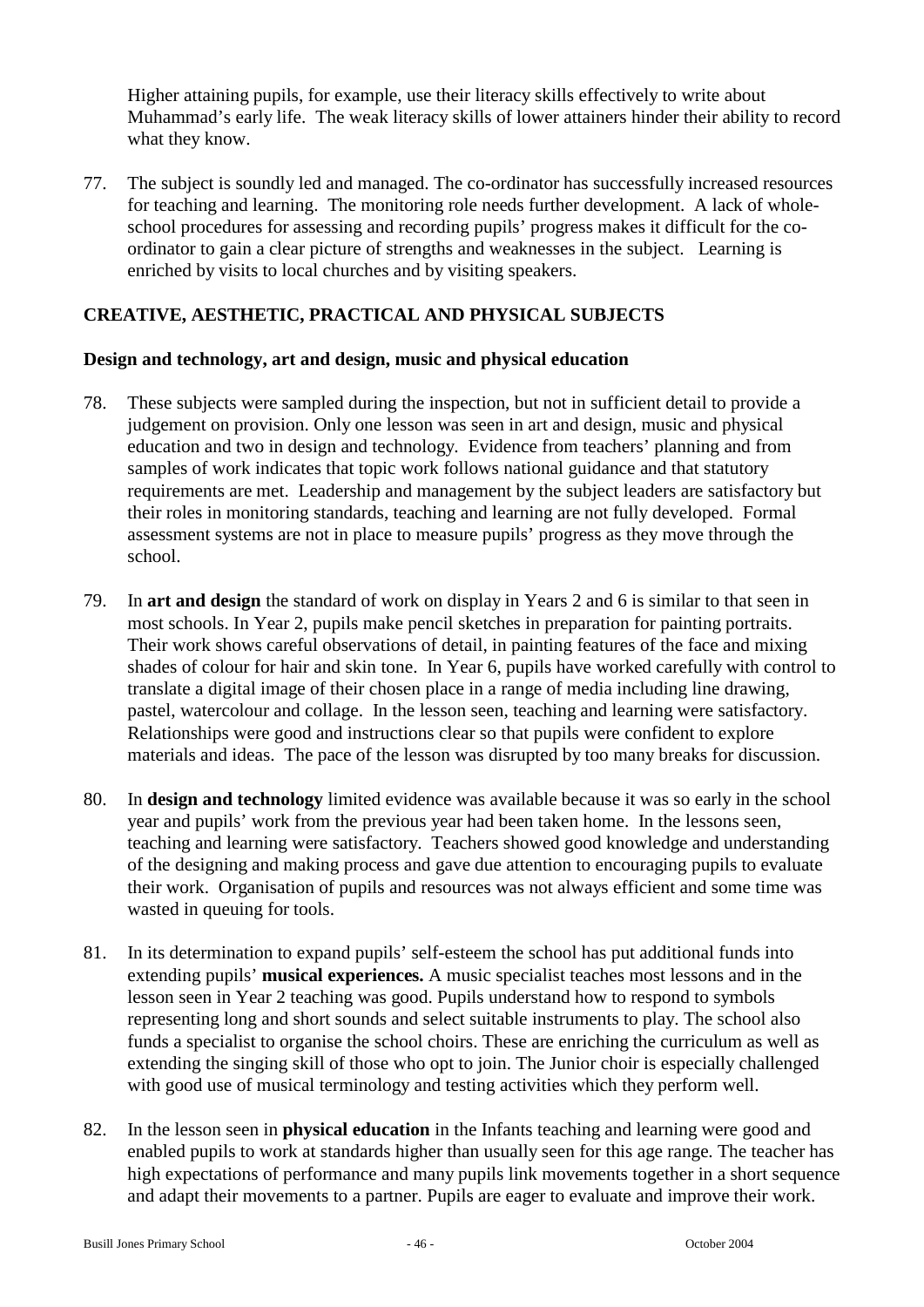Higher attaining pupils, for example, use their literacy skills effectively to write about Muhammad's early life. The weak literacy skills of lower attainers hinder their ability to record what they know.

77. The subject is soundly led and managed. The co-ordinator has successfully increased resources for teaching and learning. The monitoring role needs further development. A lack of whole-school procedures for assessing and recording pupils' progress makes it difficult for the co-ordinator to gain a clear picture of strengths and weaknesses in the subject. Learning is enriched by visits to local churches and by visiting speakers.

## CREATIVE, AESTHETIC, PRACTICAL AND PHYSICAL SUBJECTS

### Design and technology, art and design, music and physical education

78. These subjects were sampled during the inspection, but not in sufficient detail to provide a judgement on provision. Only one lesson was seen in art and design, music and physical education and two in design and technology. Evidence from teachers' planning and from samples of work indicates that topic work follows national guidance and that statutory requirements are met. Leadership and management by the subject leaders are satisfactory but their roles in monitoring standards, teaching and learning are not fully developed. Formal assessment systems are not in place to measure pupils' progress as they move through the school.

79. In **art and design** the standard of work on display in Years 2 and 6 is similar to that seen in most schools. In Year 2, pupils make pencil sketches in preparation for painting portraits. Their work shows careful observations of detail, in painting features of the face and mixing shades of colour for hair and skin tone. In Year 6, pupils have worked carefully with control to translate a digital image of their chosen place in a range of media including line drawing, pastel, watercolour and collage. In the lesson seen, teaching and learning were satisfactory. Relationships were good and instructions clear so that pupils were confident to explore materials and ideas. The pace of the lesson was disrupted by too many breaks for discussion.

80. In **design and technology** limited evidence was available because it was so early in the school year and pupils' work from the previous year had been taken home. In the lessons seen, teaching and learning were satisfactory. Teachers showed good knowledge and understanding of the designing and making process and gave due attention to encouraging pupils to evaluate their work. Organisation of pupils and resources was not always efficient and some time was wasted in queuing for tools.

81. In its determination to expand pupils' self-esteem the school has put additional funds into extending pupils' **musical experiences.** A music specialist teaches most lessons and in the lesson seen in Year 2 teaching was good. Pupils understand how to respond to symbols representing long and short sounds and select suitable instruments to play. The school also funds a specialist to organise the school choirs. These are enriching the curriculum as well as extending the singing skill of those who opt to join. The Junior choir is especially challenged with good use of musical terminology and testing activities which they perform well.

82. In the lesson seen in **physical education** in the Infants teaching and learning were good and enabled pupils to work at standards higher than usually seen for this age range. The teacher has high expectations of performance and many pupils link movements together in a short sequence and adapt their movements to a partner. Pupils are eager to evaluate and improve their work.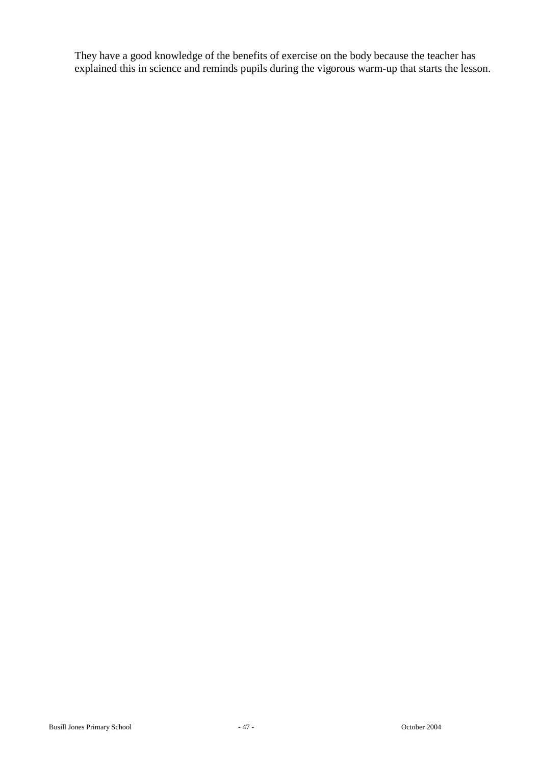They have a good knowledge of the benefits of exercise on the body because the teacher has explained this in science and reminds pupils during the vigorous warm-up that starts the lesson.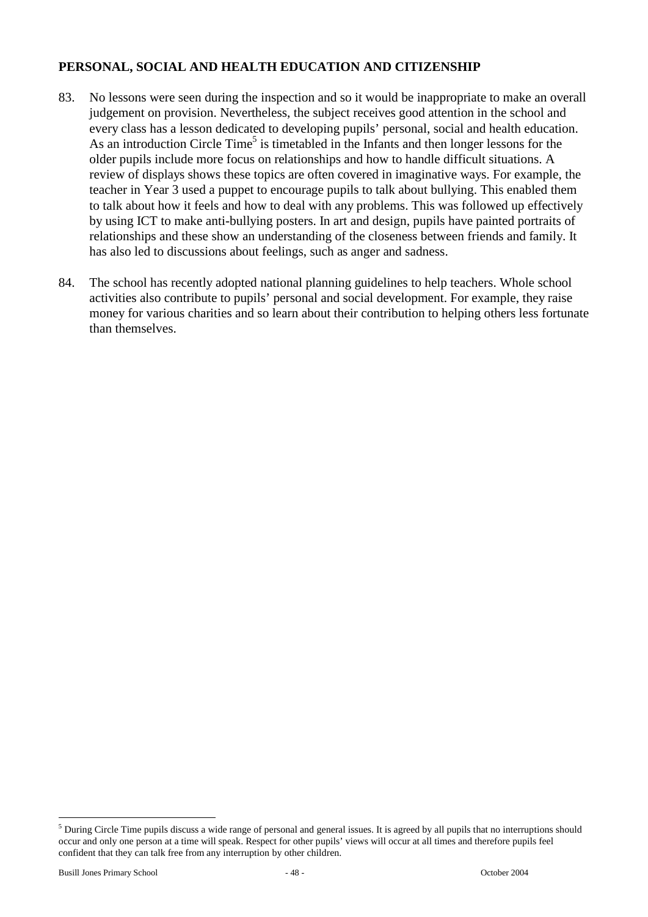## PERSONAL, SOCIAL AND HEALTH EDUCATION AND CITIZENSHIP

83. No lessons were seen during the inspection and so it would be inappropriate to make an overall judgement on provision. Nevertheless, the subject receives good attention in the school and every class has a lesson dedicated to developing pupils' personal, social and health education. As an introduction Circle Time[5] is timetabled in the Infants and then longer lessons for the older pupils include more focus on relationships and how to handle difficult situations. A review of displays shows these topics are often covered in imaginative ways. For example, the teacher in Year 3 used a puppet to encourage pupils to talk about bullying. This enabled them to talk about how it feels and how to deal with any problems. This was followed up effectively by using ICT to make anti-bullying posters. In art and design, pupils have painted portraits of relationships and these show an understanding of the closeness between friends and family. It has also led to discussions about feelings, such as anger and sadness.

84. The school has recently adopted national planning guidelines to help teachers. Whole school activities also contribute to pupils' personal and social development. For example, they raise money for various charities and so learn about their contribution to helping others less fortunate than themselves.

[5] During Circle Time pupils discuss a wide range of personal and general issues. It is agreed by all pupils that no interruptions should occur and only one person at a time will speak. Respect for other pupils' views will occur at all times and therefore pupils feel confident that they can talk free from any interruption by other children.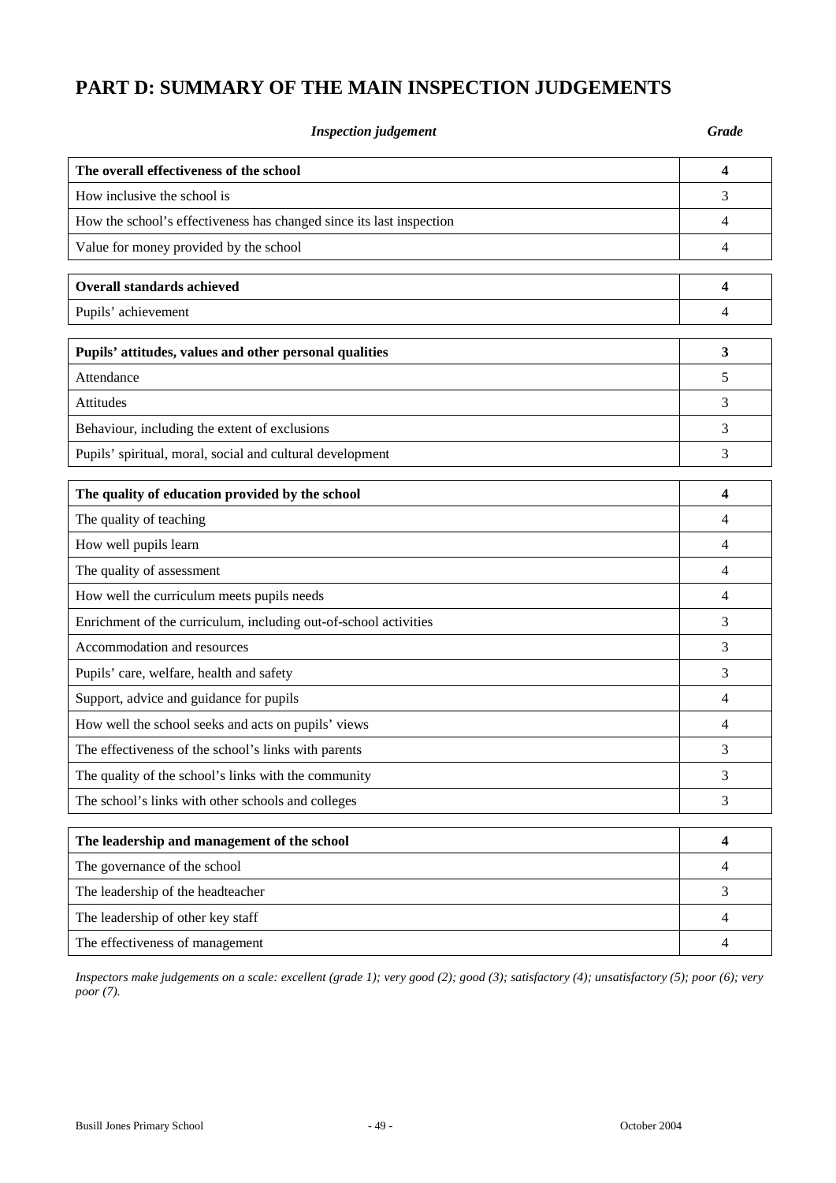# PART D: SUMMARY OF THE MAIN INSPECTION JUDGEMENTS

| *Inspection judgement* | *Grade* |
|---|---|
| **The overall effectiveness of the school** | **4** |
| How inclusive the school is | 3 |
| How the school's effectiveness has changed since its last inspection | 4 |
| Value for money provided by the school | 4 |
| **Overall standards achieved** | **4** |
| Pupils' achievement | 4 |
| **Pupils' attitudes, values and other personal qualities** | **3** |
| Attendance | 5 |
| Attitudes | 3 |
| Behaviour, including the extent of exclusions | 3 |
| Pupils' spiritual, moral, social and cultural development | 3 |
| **The quality of education provided by the school** | **4** |
| The quality of teaching | 4 |
| How well pupils learn | 4 |
| The quality of assessment | 4 |
| How well the curriculum meets pupils needs | 4 |
| Enrichment of the curriculum, including out-of-school activities | 3 |
| Accommodation and resources | 3 |
| Pupils' care, welfare, health and safety | 3 |
| Support, advice and guidance for pupils | 4 |
| How well the school seeks and acts on pupils' views | 4 |
| The effectiveness of the school's links with parents | 3 |
| The quality of the school's links with the community | 3 |
| The school's links with other schools and colleges | 3 |
| **The leadership and management of the school** | **4** |
| The governance of the school | 4 |
| The leadership of the headteacher | 3 |
| The leadership of other key staff | 4 |
| The effectiveness of management | 4 |

*Inspectors make judgements on a scale: excellent (grade 1); very good (2); good (3); satisfactory (4); unsatisfactory (5); poor (6); very poor (7).*